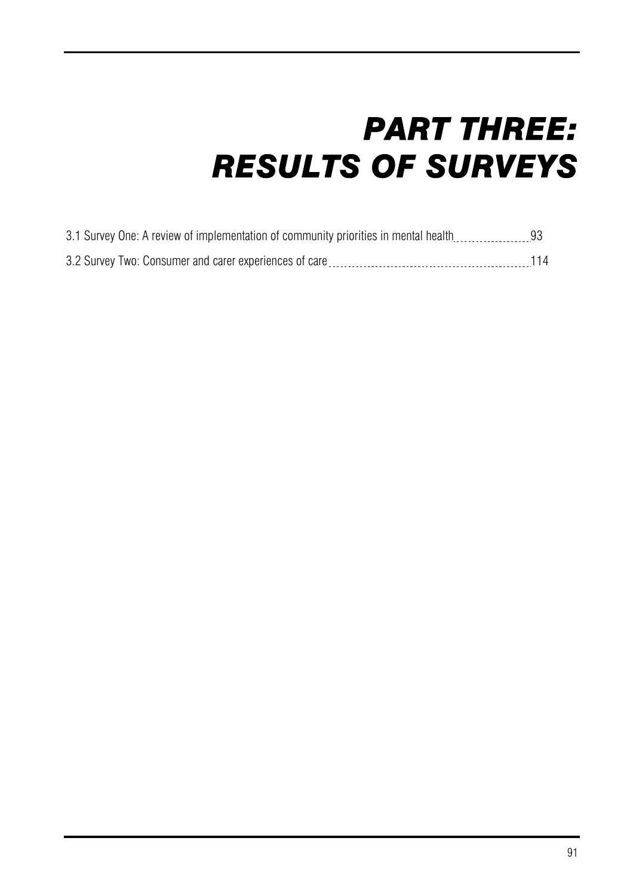# PART THREE: RESULTS OF SURVEYS

3.1 Survey One: A review of implementation of community priorities in mental health ........ 93

3.2 Survey Two: Consumer and carer experiences of care ........ 114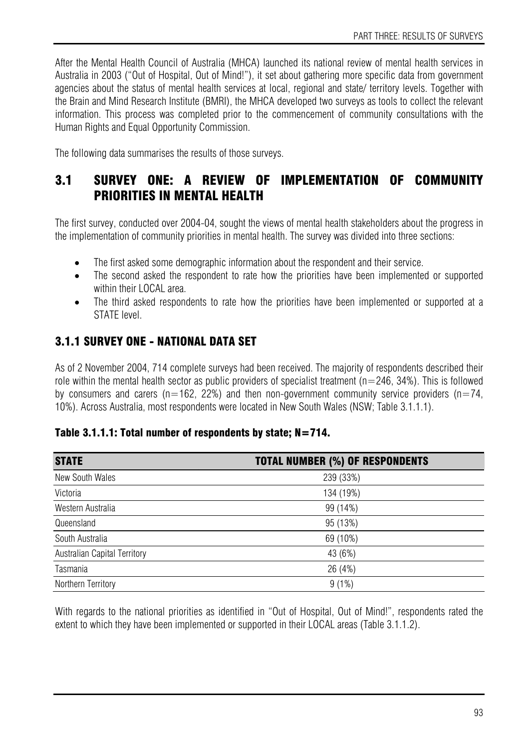After the Mental Health Council of Australia (MHCA) launched its national review of mental health services in Australia in 2003 ("Out of Hospital, Out of Mind!"), it set about gathering more specific data from government agencies about the status of mental health services at local, regional and state/ territory levels. Together with the Brain and Mind Research Institute (BMRI), the MHCA developed two surveys as tools to collect the relevant information. This process was completed prior to the commencement of community consultations with the Human Rights and Equal Opportunity Commission.

The following data summarises the results of those surveys.

## 3.1 SURVEY ONE: A REVIEW OF IMPLEMENTATION OF COMMUNITY PRIORITIES IN MENTAL HEALTH

The first survey, conducted over 2004-04, sought the views of mental health stakeholders about the progress in the implementation of community priorities in mental health. The survey was divided into three sections:

- The first asked some demographic information about the respondent and their service.
- The second asked the respondent to rate how the priorities have been implemented or supported within their LOCAL area.
- The third asked respondents to rate how the priorities have been implemented or supported at a STATE level.

### 3.1.1 SURVEY ONE - NATIONAL DATA SET

As of 2 November 2004, 714 complete surveys had been received. The majority of respondents described their role within the mental health sector as public providers of specialist treatment (n=246, 34%). This is followed by consumers and carers (n=162, 22%) and then non-government community service providers (n=74, 10%). Across Australia, most respondents were located in New South Wales (NSW; Table 3.1.1.1).

**Table 3.1.1.1: Total number of respondents by state; N=714.**

| STATE | TOTAL NUMBER (%) OF RESPONDENTS |
|---|---|
| New South Wales | 239 (33%) |
| Victoria | 134 (19%) |
| Western Australia | 99 (14%) |
| Queensland | 95 (13%) |
| South Australia | 69 (10%) |
| Australian Capital Territory | 43 (6%) |
| Tasmania | 26 (4%) |
| Northern Territory | 9 (1%) |

With regards to the national priorities as identified in "Out of Hospital, Out of Mind!", respondents rated the extent to which they have been implemented or supported in their LOCAL areas (Table 3.1.1.2).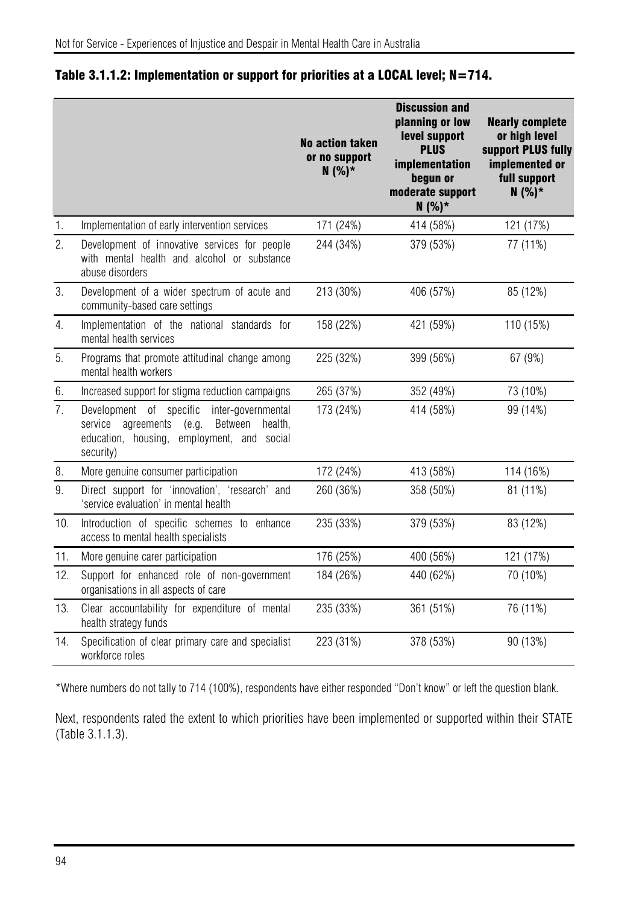### Table 3.1.1.2: Implementation or support for priorities at a LOCAL level; N=714.

| | | No action taken or no support N (%)* | Discussion and planning or low level support PLUS implementation begun or moderate support N (%)* | Nearly complete or high level support PLUS fully implemented or full support N (%)* |
|---|---|---|---|---|
| 1. | Implementation of early intervention services | 171 (24%) | 414 (58%) | 121 (17%) |
| 2. | Development of innovative services for people with mental health and alcohol or substance abuse disorders | 244 (34%) | 379 (53%) | 77 (11%) |
| 3. | Development of a wider spectrum of acute and community-based care settings | 213 (30%) | 406 (57%) | 85 (12%) |
| 4. | Implementation of the national standards for mental health services | 158 (22%) | 421 (59%) | 110 (15%) |
| 5. | Programs that promote attitudinal change among mental health workers | 225 (32%) | 399 (56%) | 67 (9%) |
| 6. | Increased support for stigma reduction campaigns | 265 (37%) | 352 (49%) | 73 (10%) |
| 7. | Development of specific inter-governmental service agreements (e.g. Between health, education, housing, employment, and social security) | 173 (24%) | 414 (58%) | 99 (14%) |
| 8. | More genuine consumer participation | 172 (24%) | 413 (58%) | 114 (16%) |
| 9. | Direct support for 'innovation', 'research' and 'service evaluation' in mental health | 260 (36%) | 358 (50%) | 81 (11%) |
| 10. | Introduction of specific schemes to enhance access to mental health specialists | 235 (33%) | 379 (53%) | 83 (12%) |
| 11. | More genuine carer participation | 176 (25%) | 400 (56%) | 121 (17%) |
| 12. | Support for enhanced role of non-government organisations in all aspects of care | 184 (26%) | 440 (62%) | 70 (10%) |
| 13. | Clear accountability for expenditure of mental health strategy funds | 235 (33%) | 361 (51%) | 76 (11%) |
| 14. | Specification of clear primary care and specialist workforce roles | 223 (31%) | 378 (53%) | 90 (13%) |

*Where numbers do not tally to 714 (100%), respondents have either responded "Don't know" or left the question blank.

Next, respondents rated the extent to which priorities have been implemented or supported within their STATE (Table 3.1.1.3).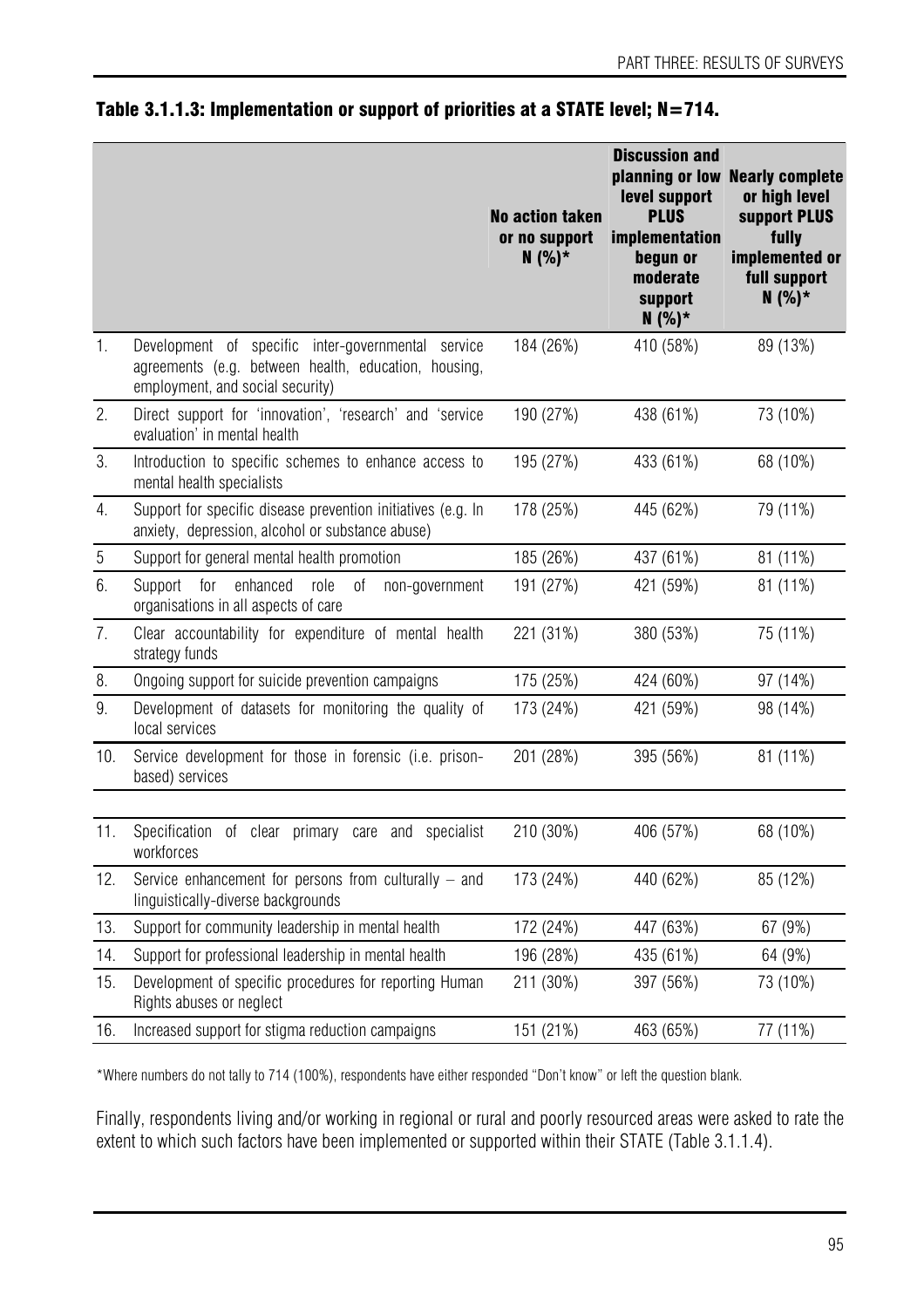**Table 3.1.1.3: Implementation or support of priorities at a STATE level; N=714.**

| | | No action taken or no support N (%)* | Discussion and planning or low level support PLUS implementation begun or moderate support N (%)* | Nearly complete or high level support PLUS fully implemented or full support N (%)* |
|---|---|---|---|---|
| 1. | Development of specific inter-governmental service agreements (e.g. between health, education, housing, employment, and social security) | 184 (26%) | 410 (58%) | 89 (13%) |
| 2. | Direct support for 'innovation', 'research' and 'service evaluation' in mental health | 190 (27%) | 438 (61%) | 73 (10%) |
| 3. | Introduction to specific schemes to enhance access to mental health specialists | 195 (27%) | 433 (61%) | 68 (10%) |
| 4. | Support for specific disease prevention initiatives (e.g. In anxiety, depression, alcohol or substance abuse) | 178 (25%) | 445 (62%) | 79 (11%) |
| 5 | Support for general mental health promotion | 185 (26%) | 437 (61%) | 81 (11%) |
| 6. | Support for enhanced role of non-government organisations in all aspects of care | 191 (27%) | 421 (59%) | 81 (11%) |
| 7. | Clear accountability for expenditure of mental health strategy funds | 221 (31%) | 380 (53%) | 75 (11%) |
| 8. | Ongoing support for suicide prevention campaigns | 175 (25%) | 424 (60%) | 97 (14%) |
| 9. | Development of datasets for monitoring the quality of local services | 173 (24%) | 421 (59%) | 98 (14%) |
| 10. | Service development for those in forensic (i.e. prison-based) services | 201 (28%) | 395 (56%) | 81 (11%) |
| 11. | Specification of clear primary care and specialist workforces | 210 (30%) | 406 (57%) | 68 (10%) |
| 12. | Service enhancement for persons from culturally – and linguistically-diverse backgrounds | 173 (24%) | 440 (62%) | 85 (12%) |
| 13. | Support for community leadership in mental health | 172 (24%) | 447 (63%) | 67 (9%) |
| 14. | Support for professional leadership in mental health | 196 (28%) | 435 (61%) | 64 (9%) |
| 15. | Development of specific procedures for reporting Human Rights abuses or neglect | 211 (30%) | 397 (56%) | 73 (10%) |
| 16. | Increased support for stigma reduction campaigns | 151 (21%) | 463 (65%) | 77 (11%) |

*Where numbers do not tally to 714 (100%), respondents have either responded "Don't know" or left the question blank.

Finally, respondents living and/or working in regional or rural and poorly resourced areas were asked to rate the extent to which such factors have been implemented or supported within their STATE (Table 3.1.1.4).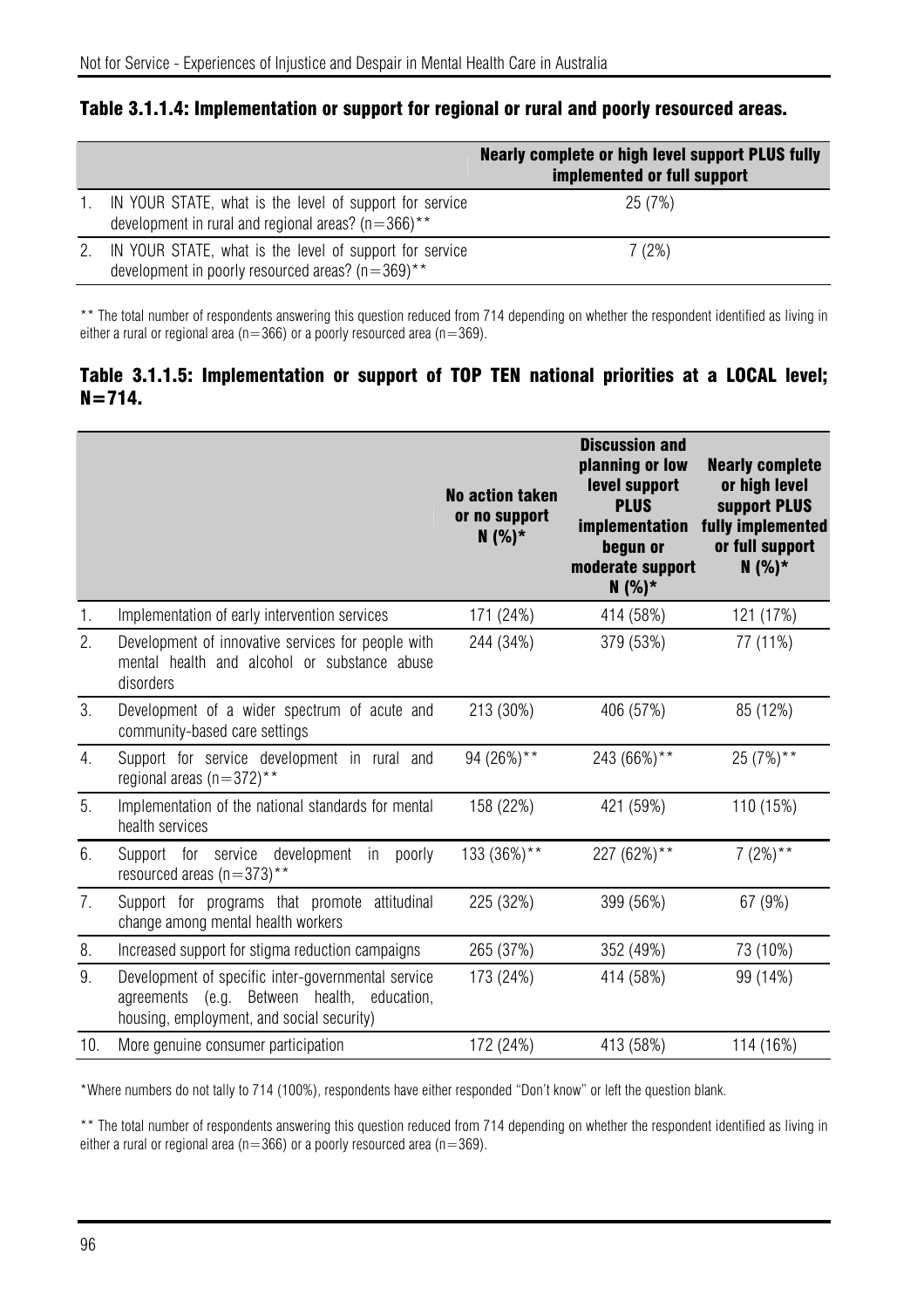### Table 3.1.1.4: Implementation or support for regional or rural and poorly resourced areas.

| | | Nearly complete or high level support PLUS fully implemented or full support |
|---|---|---|
| 1. | IN YOUR STATE, what is the level of support for service development in rural and regional areas? (n=366)** | 25 (7%) |
| 2. | IN YOUR STATE, what is the level of support for service development in poorly resourced areas? (n=369)** | 7 (2%) |

** The total number of respondents answering this question reduced from 714 depending on whether the respondent identified as living in either a rural or regional area (n=366) or a poorly resourced area (n=369).

### Table 3.1.1.5: Implementation or support of TOP TEN national priorities at a LOCAL level; N=714.

| | | No action taken or no support N (%)* | Discussion and planning or low level support PLUS implementation begun or moderate support N (%)* | Nearly complete or high level support PLUS fully implemented or full support N (%)* |
|---|---|---|---|---|
| 1. | Implementation of early intervention services | 171 (24%) | 414 (58%) | 121 (17%) |
| 2. | Development of innovative services for people with mental health and alcohol or substance abuse disorders | 244 (34%) | 379 (53%) | 77 (11%) |
| 3. | Development of a wider spectrum of acute and community-based care settings | 213 (30%) | 406 (57%) | 85 (12%) |
| 4. | Support for service development in rural and regional areas (n=372)** | 94 (26%)** | 243 (66%)** | 25 (7%)** |
| 5. | Implementation of the national standards for mental health services | 158 (22%) | 421 (59%) | 110 (15%) |
| 6. | Support for service development in poorly resourced areas (n=373)** | 133 (36%)** | 227 (62%)** | 7 (2%)** |
| 7. | Support for programs that promote attitudinal change among mental health workers | 225 (32%) | 399 (56%) | 67 (9%) |
| 8. | Increased support for stigma reduction campaigns | 265 (37%) | 352 (49%) | 73 (10%) |
| 9. | Development of specific inter-governmental service agreements (e.g. Between health, education, housing, employment, and social security) | 173 (24%) | 414 (58%) | 99 (14%) |
| 10. | More genuine consumer participation | 172 (24%) | 413 (58%) | 114 (16%) |

*Where numbers do not tally to 714 (100%), respondents have either responded "Don't know" or left the question blank.

** The total number of respondents answering this question reduced from 714 depending on whether the respondent identified as living in either a rural or regional area (n=366) or a poorly resourced area (n=369).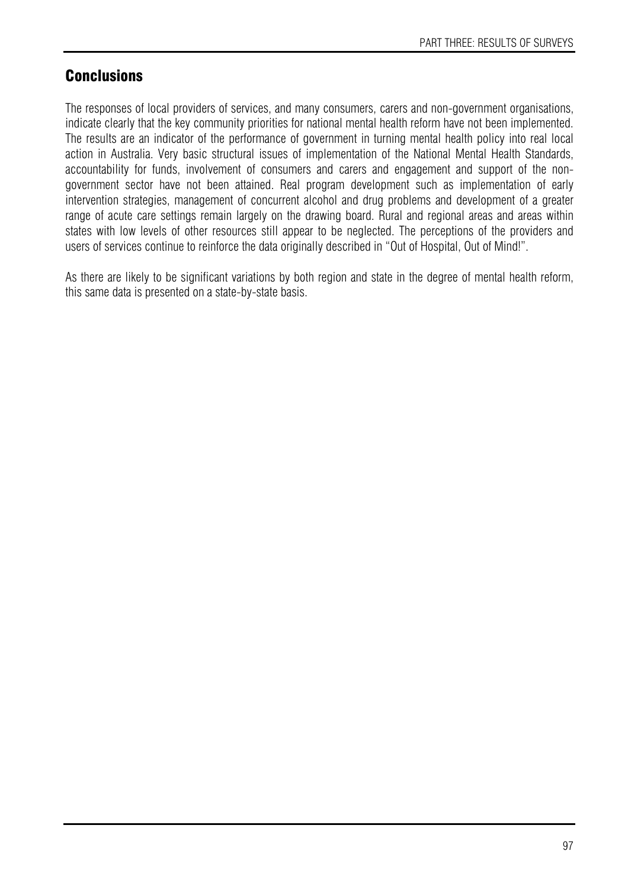## Conclusions

The responses of local providers of services, and many consumers, carers and non-government organisations, indicate clearly that the key community priorities for national mental health reform have not been implemented. The results are an indicator of the performance of government in turning mental health policy into real local action in Australia. Very basic structural issues of implementation of the National Mental Health Standards, accountability for funds, involvement of consumers and carers and engagement and support of the non-government sector have not been attained. Real program development such as implementation of early intervention strategies, management of concurrent alcohol and drug problems and development of a greater range of acute care settings remain largely on the drawing board. Rural and regional areas and areas within states with low levels of other resources still appear to be neglected. The perceptions of the providers and users of services continue to reinforce the data originally described in "Out of Hospital, Out of Mind!".

As there are likely to be significant variations by both region and state in the degree of mental health reform, this same data is presented on a state-by-state basis.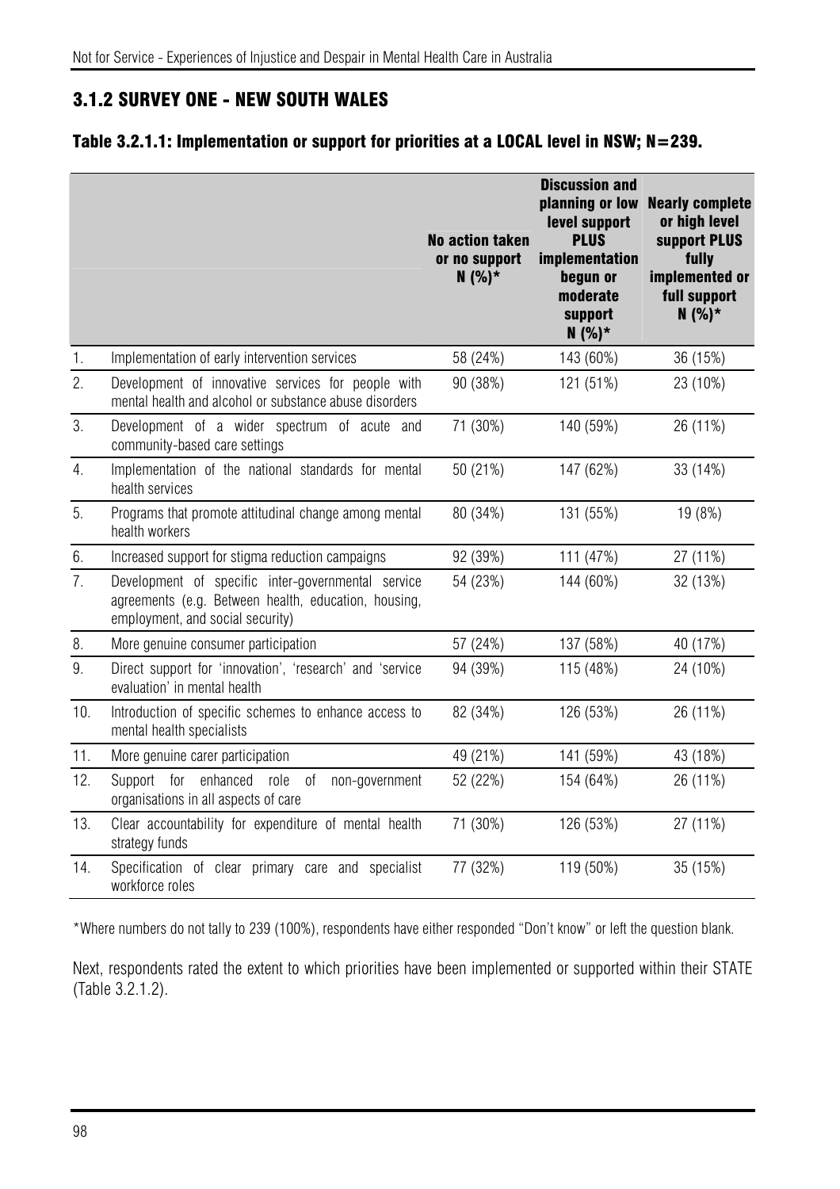### 3.1.2 SURVEY ONE - NEW SOUTH WALES

#### Table 3.2.1.1: Implementation or support for priorities at a LOCAL level in NSW; N=239.

| | | No action taken or no support N (%)* | Discussion and planning or low level support PLUS implementation begun or moderate support N (%)* | Nearly complete or high level support PLUS fully implemented or full support N (%)* |
|---|---|---|---|---|
| 1. | Implementation of early intervention services | 58 (24%) | 143 (60%) | 36 (15%) |
| 2. | Development of innovative services for people with mental health and alcohol or substance abuse disorders | 90 (38%) | 121 (51%) | 23 (10%) |
| 3. | Development of a wider spectrum of acute and community-based care settings | 71 (30%) | 140 (59%) | 26 (11%) |
| 4. | Implementation of the national standards for mental health services | 50 (21%) | 147 (62%) | 33 (14%) |
| 5. | Programs that promote attitudinal change among mental health workers | 80 (34%) | 131 (55%) | 19 (8%) |
| 6. | Increased support for stigma reduction campaigns | 92 (39%) | 111 (47%) | 27 (11%) |
| 7. | Development of specific inter-governmental service agreements (e.g. Between health, education, housing, employment, and social security) | 54 (23%) | 144 (60%) | 32 (13%) |
| 8. | More genuine consumer participation | 57 (24%) | 137 (58%) | 40 (17%) |
| 9. | Direct support for 'innovation', 'research' and 'service evaluation' in mental health | 94 (39%) | 115 (48%) | 24 (10%) |
| 10. | Introduction of specific schemes to enhance access to mental health specialists | 82 (34%) | 126 (53%) | 26 (11%) |
| 11. | More genuine carer participation | 49 (21%) | 141 (59%) | 43 (18%) |
| 12. | Support for enhanced role of non-government organisations in all aspects of care | 52 (22%) | 154 (64%) | 26 (11%) |
| 13. | Clear accountability for expenditure of mental health strategy funds | 71 (30%) | 126 (53%) | 27 (11%) |
| 14. | Specification of clear primary care and specialist workforce roles | 77 (32%) | 119 (50%) | 35 (15%) |

*Where numbers do not tally to 239 (100%), respondents have either responded "Don't know" or left the question blank.

Next, respondents rated the extent to which priorities have been implemented or supported within their STATE (Table 3.2.1.2).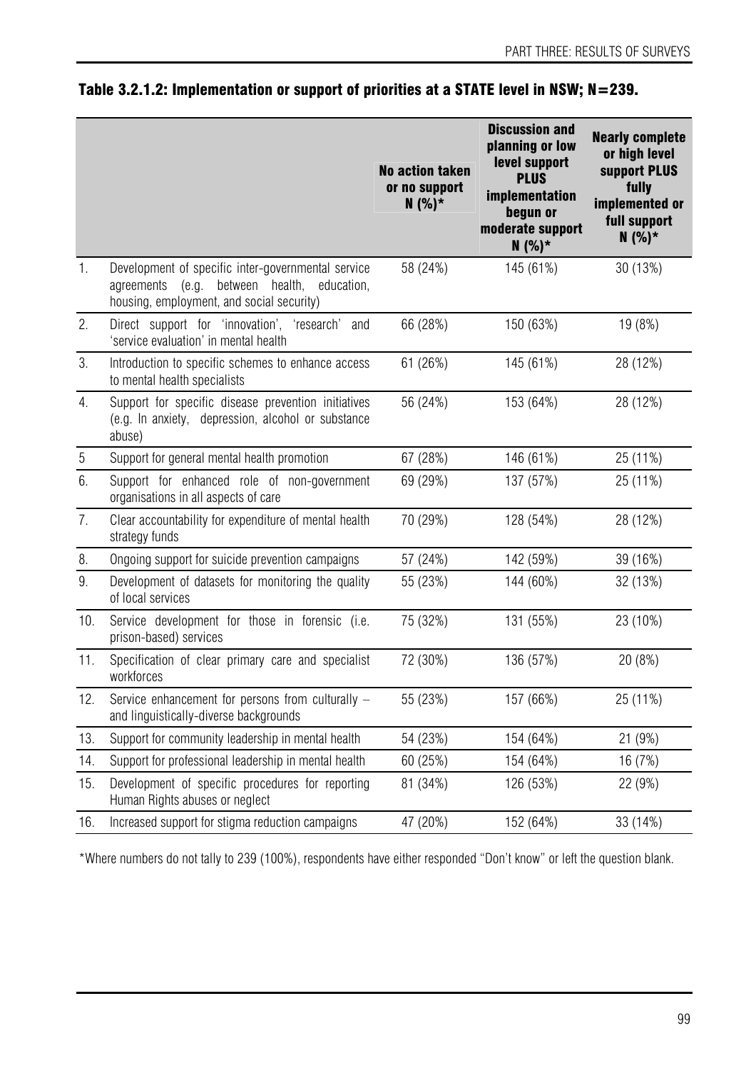### Table 3.2.1.2: Implementation or support of priorities at a STATE level in NSW; N=239.

| | | No action taken or no support N (%)* | Discussion and planning or low level support PLUS implementation begun or moderate support N (%)* | Nearly complete or high level support PLUS fully implemented or full support N (%)* |
|---|---|---|---|---|
| 1. | Development of specific inter-governmental service agreements (e.g. between health, education, housing, employment, and social security) | 58 (24%) | 145 (61%) | 30 (13%) |
| 2. | Direct support for 'innovation', 'research' and 'service evaluation' in mental health | 66 (28%) | 150 (63%) | 19 (8%) |
| 3. | Introduction to specific schemes to enhance access to mental health specialists | 61 (26%) | 145 (61%) | 28 (12%) |
| 4. | Support for specific disease prevention initiatives (e.g. In anxiety, depression, alcohol or substance abuse) | 56 (24%) | 153 (64%) | 28 (12%) |
| 5 | Support for general mental health promotion | 67 (28%) | 146 (61%) | 25 (11%) |
| 6. | Support for enhanced role of non-government organisations in all aspects of care | 69 (29%) | 137 (57%) | 25 (11%) |
| 7. | Clear accountability for expenditure of mental health strategy funds | 70 (29%) | 128 (54%) | 28 (12%) |
| 8. | Ongoing support for suicide prevention campaigns | 57 (24%) | 142 (59%) | 39 (16%) |
| 9. | Development of datasets for monitoring the quality of local services | 55 (23%) | 144 (60%) | 32 (13%) |
| 10. | Service development for those in forensic (i.e. prison-based) services | 75 (32%) | 131 (55%) | 23 (10%) |
| 11. | Specification of clear primary care and specialist workforces | 72 (30%) | 136 (57%) | 20 (8%) |
| 12. | Service enhancement for persons from culturally – and linguistically-diverse backgrounds | 55 (23%) | 157 (66%) | 25 (11%) |
| 13. | Support for community leadership in mental health | 54 (23%) | 154 (64%) | 21 (9%) |
| 14. | Support for professional leadership in mental health | 60 (25%) | 154 (64%) | 16 (7%) |
| 15. | Development of specific procedures for reporting Human Rights abuses or neglect | 81 (34%) | 126 (53%) | 22 (9%) |
| 16. | Increased support for stigma reduction campaigns | 47 (20%) | 152 (64%) | 33 (14%) |

*Where numbers do not tally to 239 (100%), respondents have either responded "Don't know" or left the question blank.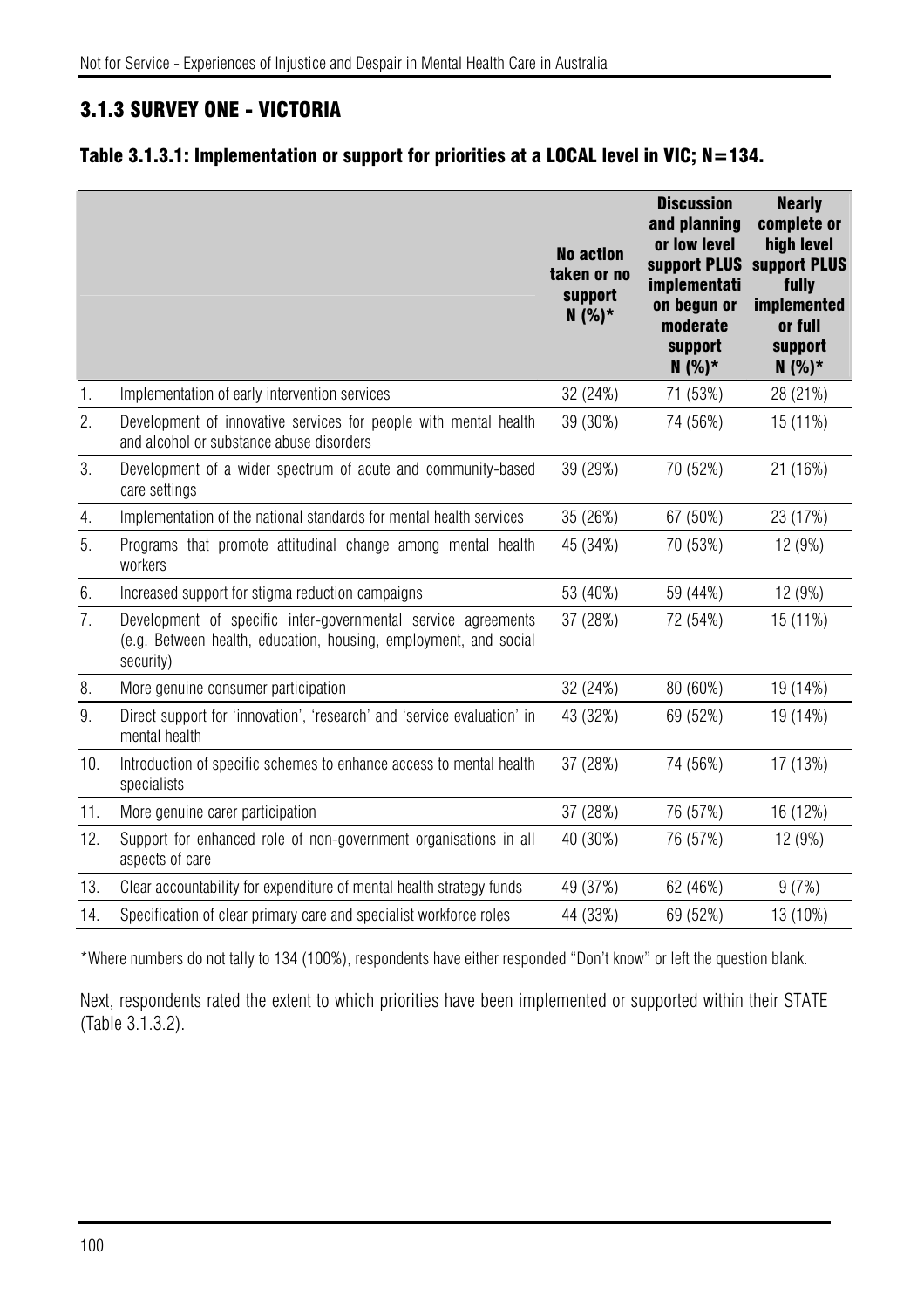### 3.1.3 SURVEY ONE - VICTORIA

#### Table 3.1.3.1: Implementation or support for priorities at a LOCAL level in VIC; N=134.

| | | No action taken or no support N (%)* | Discussion and planning or low level support PLUS implementation begun or moderate support N (%)* | Nearly complete or high level support PLUS fully implemented or full support N (%)* |
|---|---|---|---|---|
| 1. | Implementation of early intervention services | 32 (24%) | 71 (53%) | 28 (21%) |
| 2. | Development of innovative services for people with mental health and alcohol or substance abuse disorders | 39 (30%) | 74 (56%) | 15 (11%) |
| 3. | Development of a wider spectrum of acute and community-based care settings | 39 (29%) | 70 (52%) | 21 (16%) |
| 4. | Implementation of the national standards for mental health services | 35 (26%) | 67 (50%) | 23 (17%) |
| 5. | Programs that promote attitudinal change among mental health workers | 45 (34%) | 70 (53%) | 12 (9%) |
| 6. | Increased support for stigma reduction campaigns | 53 (40%) | 59 (44%) | 12 (9%) |
| 7. | Development of specific inter-governmental service agreements (e.g. Between health, education, housing, employment, and social security) | 37 (28%) | 72 (54%) | 15 (11%) |
| 8. | More genuine consumer participation | 32 (24%) | 80 (60%) | 19 (14%) |
| 9. | Direct support for 'innovation', 'research' and 'service evaluation' in mental health | 43 (32%) | 69 (52%) | 19 (14%) |
| 10. | Introduction of specific schemes to enhance access to mental health specialists | 37 (28%) | 74 (56%) | 17 (13%) |
| 11. | More genuine carer participation | 37 (28%) | 76 (57%) | 16 (12%) |
| 12. | Support for enhanced role of non-government organisations in all aspects of care | 40 (30%) | 76 (57%) | 12 (9%) |
| 13. | Clear accountability for expenditure of mental health strategy funds | 49 (37%) | 62 (46%) | 9 (7%) |
| 14. | Specification of clear primary care and specialist workforce roles | 44 (33%) | 69 (52%) | 13 (10%) |

*Where numbers do not tally to 134 (100%), respondents have either responded "Don't know" or left the question blank.

Next, respondents rated the extent to which priorities have been implemented or supported within their STATE (Table 3.1.3.2).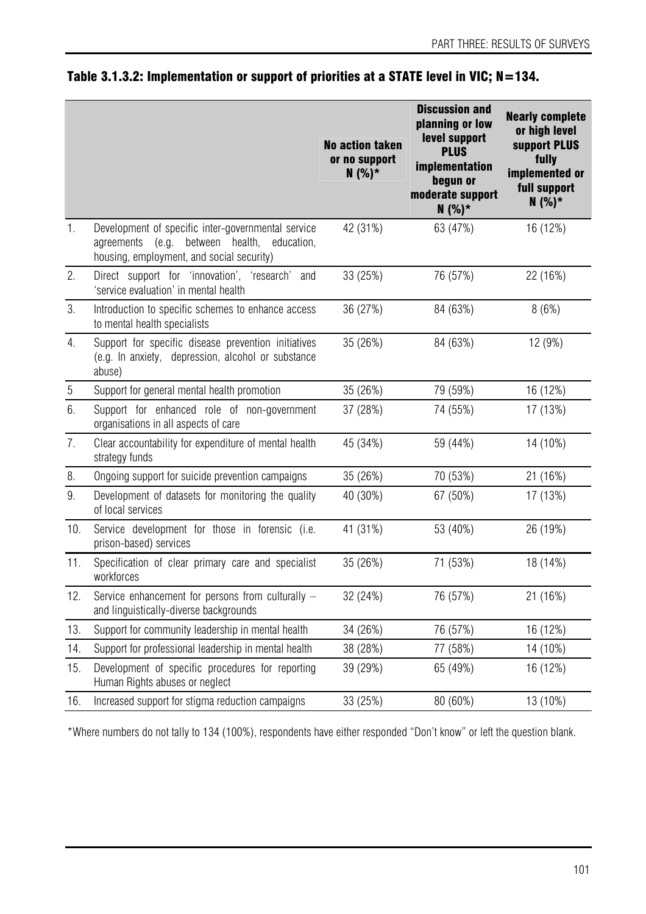## Table 3.1.3.2: Implementation or support of priorities at a STATE level in VIC; N=134.

| | | No action taken or no support N (%)* | Discussion and planning or low level support PLUS implementation begun or moderate support N (%)* | Nearly complete or high level support PLUS fully implemented or full support N (%)* |
|---|---|---|---|---|
| 1. | Development of specific inter-governmental service agreements (e.g. between health, education, housing, employment, and social security) | 42 (31%) | 63 (47%) | 16 (12%) |
| 2. | Direct support for 'innovation', 'research' and 'service evaluation' in mental health | 33 (25%) | 76 (57%) | 22 (16%) |
| 3. | Introduction to specific schemes to enhance access to mental health specialists | 36 (27%) | 84 (63%) | 8 (6%) |
| 4. | Support for specific disease prevention initiatives (e.g. In anxiety, depression, alcohol or substance abuse) | 35 (26%) | 84 (63%) | 12 (9%) |
| 5 | Support for general mental health promotion | 35 (26%) | 79 (59%) | 16 (12%) |
| 6. | Support for enhanced role of non-government organisations in all aspects of care | 37 (28%) | 74 (55%) | 17 (13%) |
| 7. | Clear accountability for expenditure of mental health strategy funds | 45 (34%) | 59 (44%) | 14 (10%) |
| 8. | Ongoing support for suicide prevention campaigns | 35 (26%) | 70 (53%) | 21 (16%) |
| 9. | Development of datasets for monitoring the quality of local services | 40 (30%) | 67 (50%) | 17 (13%) |
| 10. | Service development for those in forensic (i.e. prison-based) services | 41 (31%) | 53 (40%) | 26 (19%) |
| 11. | Specification of clear primary care and specialist workforces | 35 (26%) | 71 (53%) | 18 (14%) |
| 12. | Service enhancement for persons from culturally – and linguistically-diverse backgrounds | 32 (24%) | 76 (57%) | 21 (16%) |
| 13. | Support for community leadership in mental health | 34 (26%) | 76 (57%) | 16 (12%) |
| 14. | Support for professional leadership in mental health | 38 (28%) | 77 (58%) | 14 (10%) |
| 15. | Development of specific procedures for reporting Human Rights abuses or neglect | 39 (29%) | 65 (49%) | 16 (12%) |
| 16. | Increased support for stigma reduction campaigns | 33 (25%) | 80 (60%) | 13 (10%) |

*Where numbers do not tally to 134 (100%), respondents have either responded "Don't know" or left the question blank.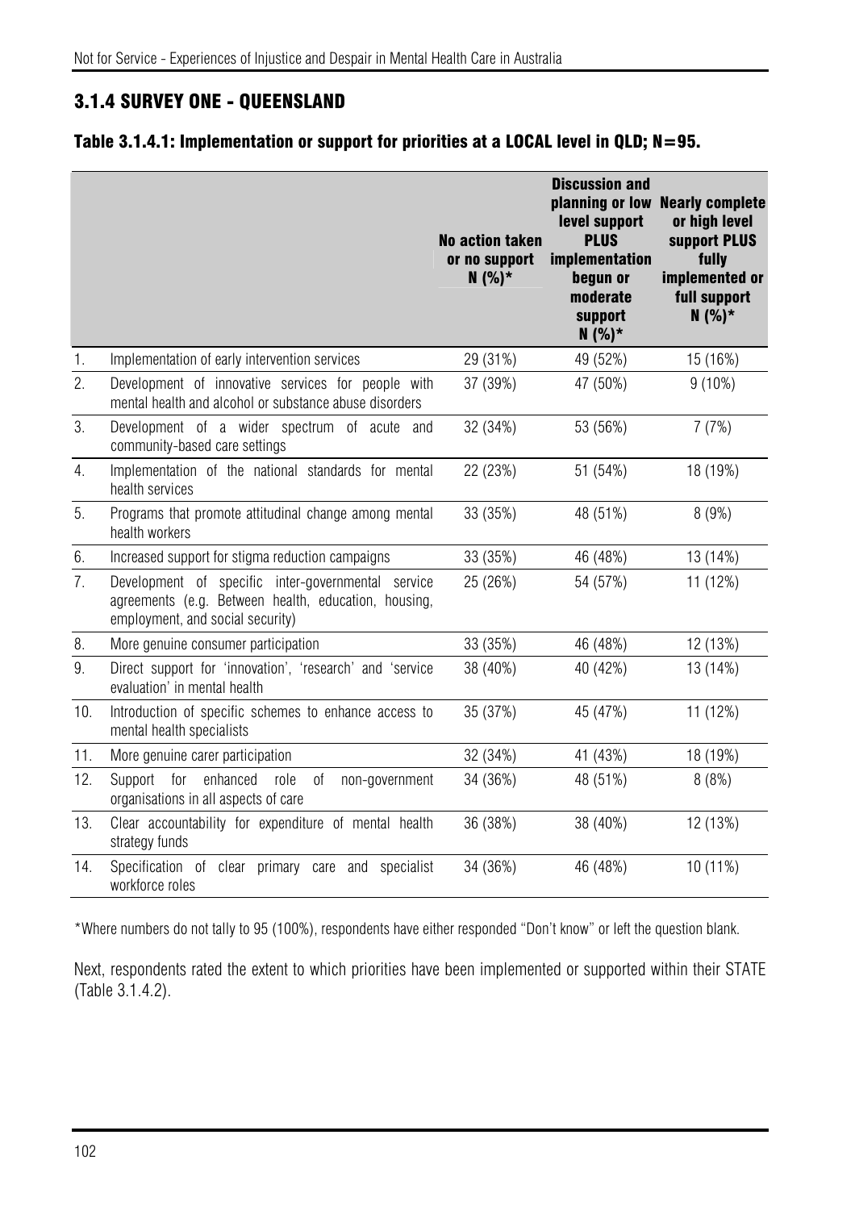### 3.1.4 SURVEY ONE - QUEENSLAND

#### Table 3.1.4.1: Implementation or support for priorities at a LOCAL level in QLD; N=95.

| | | No action taken or no support N (%)* | Discussion and planning or low level support PLUS implementation begun or moderate support N (%)* | Nearly complete or high level support PLUS fully implemented or full support N (%)* |
|---|---|---|---|---|
| 1. | Implementation of early intervention services | 29 (31%) | 49 (52%) | 15 (16%) |
| 2. | Development of innovative services for people with mental health and alcohol or substance abuse disorders | 37 (39%) | 47 (50%) | 9 (10%) |
| 3. | Development of a wider spectrum of acute and community-based care settings | 32 (34%) | 53 (56%) | 7 (7%) |
| 4. | Implementation of the national standards for mental health services | 22 (23%) | 51 (54%) | 18 (19%) |
| 5. | Programs that promote attitudinal change among mental health workers | 33 (35%) | 48 (51%) | 8 (9%) |
| 6. | Increased support for stigma reduction campaigns | 33 (35%) | 46 (48%) | 13 (14%) |
| 7. | Development of specific inter-governmental service agreements (e.g. Between health, education, housing, employment, and social security) | 25 (26%) | 54 (57%) | 11 (12%) |
| 8. | More genuine consumer participation | 33 (35%) | 46 (48%) | 12 (13%) |
| 9. | Direct support for 'innovation', 'research' and 'service evaluation' in mental health | 38 (40%) | 40 (42%) | 13 (14%) |
| 10. | Introduction of specific schemes to enhance access to mental health specialists | 35 (37%) | 45 (47%) | 11 (12%) |
| 11. | More genuine carer participation | 32 (34%) | 41 (43%) | 18 (19%) |
| 12. | Support for enhanced role of non-government organisations in all aspects of care | 34 (36%) | 48 (51%) | 8 (8%) |
| 13. | Clear accountability for expenditure of mental health strategy funds | 36 (38%) | 38 (40%) | 12 (13%) |
| 14. | Specification of clear primary care and specialist workforce roles | 34 (36%) | 46 (48%) | 10 (11%) |

*Where numbers do not tally to 95 (100%), respondents have either responded "Don't know" or left the question blank.

Next, respondents rated the extent to which priorities have been implemented or supported within their STATE (Table 3.1.4.2).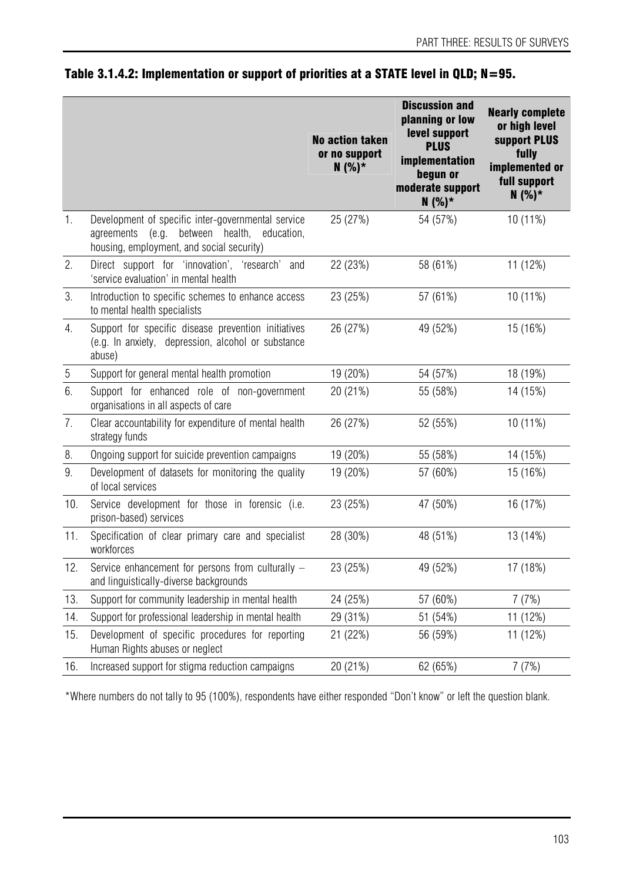### Table 3.1.4.2: Implementation or support of priorities at a STATE level in QLD; N=95.

| | | No action taken or no support N (%)* | Discussion and planning or low level support PLUS implementation begun or moderate support N (%)* | Nearly complete or high level support PLUS fully implemented or full support N (%)* |
|---|---|---|---|---|
| 1. | Development of specific inter-governmental service agreements (e.g. between health, education, housing, employment, and social security) | 25 (27%) | 54 (57%) | 10 (11%) |
| 2. | Direct support for 'innovation', 'research' and 'service evaluation' in mental health | 22 (23%) | 58 (61%) | 11 (12%) |
| 3. | Introduction to specific schemes to enhance access to mental health specialists | 23 (25%) | 57 (61%) | 10 (11%) |
| 4. | Support for specific disease prevention initiatives (e.g. In anxiety, depression, alcohol or substance abuse) | 26 (27%) | 49 (52%) | 15 (16%) |
| 5 | Support for general mental health promotion | 19 (20%) | 54 (57%) | 18 (19%) |
| 6. | Support for enhanced role of non-government organisations in all aspects of care | 20 (21%) | 55 (58%) | 14 (15%) |
| 7. | Clear accountability for expenditure of mental health strategy funds | 26 (27%) | 52 (55%) | 10 (11%) |
| 8. | Ongoing support for suicide prevention campaigns | 19 (20%) | 55 (58%) | 14 (15%) |
| 9. | Development of datasets for monitoring the quality of local services | 19 (20%) | 57 (60%) | 15 (16%) |
| 10. | Service development for those in forensic (i.e. prison-based) services | 23 (25%) | 47 (50%) | 16 (17%) |
| 11. | Specification of clear primary care and specialist workforces | 28 (30%) | 48 (51%) | 13 (14%) |
| 12. | Service enhancement for persons from culturally – and linguistically-diverse backgrounds | 23 (25%) | 49 (52%) | 17 (18%) |
| 13. | Support for community leadership in mental health | 24 (25%) | 57 (60%) | 7 (7%) |
| 14. | Support for professional leadership in mental health | 29 (31%) | 51 (54%) | 11 (12%) |
| 15. | Development of specific procedures for reporting Human Rights abuses or neglect | 21 (22%) | 56 (59%) | 11 (12%) |
| 16. | Increased support for stigma reduction campaigns | 20 (21%) | 62 (65%) | 7 (7%) |

*Where numbers do not tally to 95 (100%), respondents have either responded "Don't know" or left the question blank.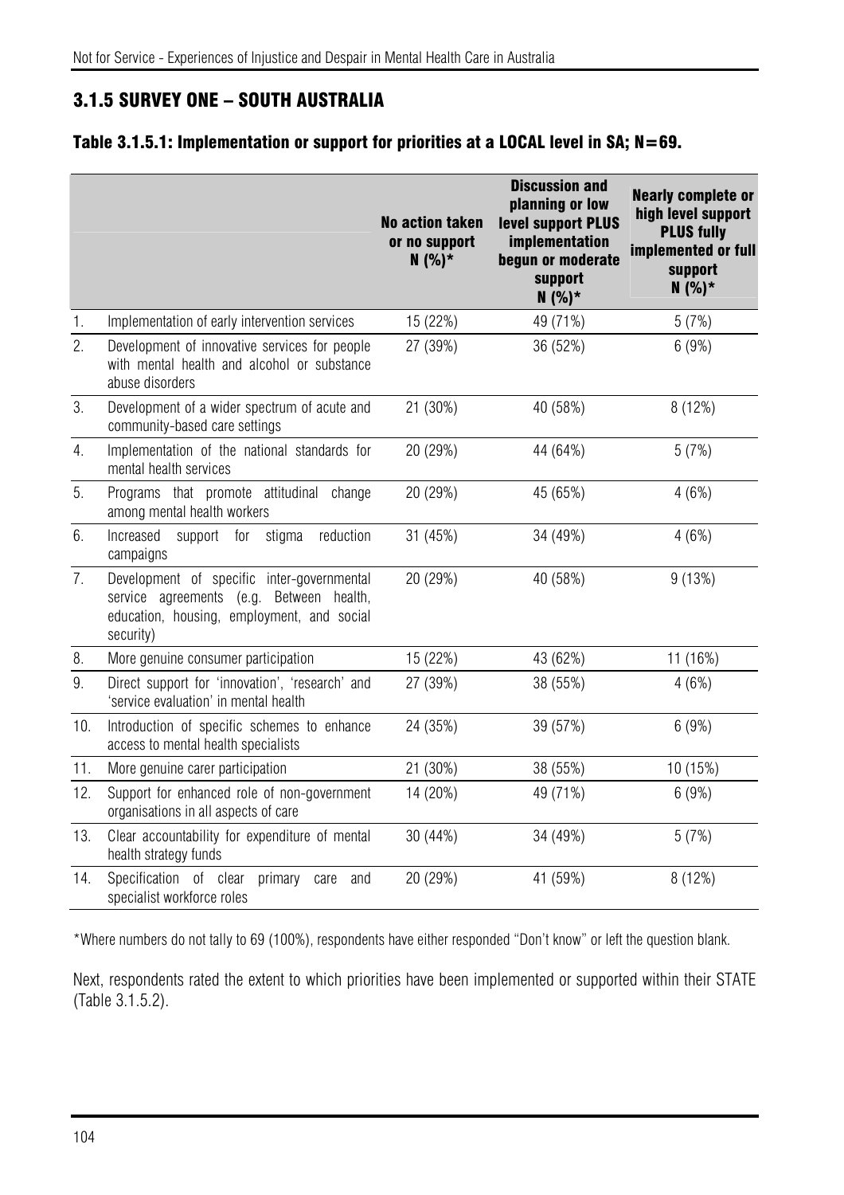### 3.1.5 SURVEY ONE – SOUTH AUSTRALIA

#### Table 3.1.5.1: Implementation or support for priorities at a LOCAL level in SA; N=69.

| | | No action taken or no support N (%)* | Discussion and planning or low level support PLUS implementation begun or moderate support N (%)* | Nearly complete or high level support PLUS fully implemented or full support N (%)* |
|---|---|---|---|---|
| 1. | Implementation of early intervention services | 15 (22%) | 49 (71%) | 5 (7%) |
| 2. | Development of innovative services for people with mental health and alcohol or substance abuse disorders | 27 (39%) | 36 (52%) | 6 (9%) |
| 3. | Development of a wider spectrum of acute and community-based care settings | 21 (30%) | 40 (58%) | 8 (12%) |
| 4. | Implementation of the national standards for mental health services | 20 (29%) | 44 (64%) | 5 (7%) |
| 5. | Programs that promote attitudinal change among mental health workers | 20 (29%) | 45 (65%) | 4 (6%) |
| 6. | Increased support for stigma reduction campaigns | 31 (45%) | 34 (49%) | 4 (6%) |
| 7. | Development of specific inter-governmental service agreements (e.g. Between health, education, housing, employment, and social security) | 20 (29%) | 40 (58%) | 9 (13%) |
| 8. | More genuine consumer participation | 15 (22%) | 43 (62%) | 11 (16%) |
| 9. | Direct support for 'innovation', 'research' and 'service evaluation' in mental health | 27 (39%) | 38 (55%) | 4 (6%) |
| 10. | Introduction of specific schemes to enhance access to mental health specialists | 24 (35%) | 39 (57%) | 6 (9%) |
| 11. | More genuine carer participation | 21 (30%) | 38 (55%) | 10 (15%) |
| 12. | Support for enhanced role of non-government organisations in all aspects of care | 14 (20%) | 49 (71%) | 6 (9%) |
| 13. | Clear accountability for expenditure of mental health strategy funds | 30 (44%) | 34 (49%) | 5 (7%) |
| 14. | Specification of clear primary care and specialist workforce roles | 20 (29%) | 41 (59%) | 8 (12%) |

*Where numbers do not tally to 69 (100%), respondents have either responded "Don't know" or left the question blank.

Next, respondents rated the extent to which priorities have been implemented or supported within their STATE (Table 3.1.5.2).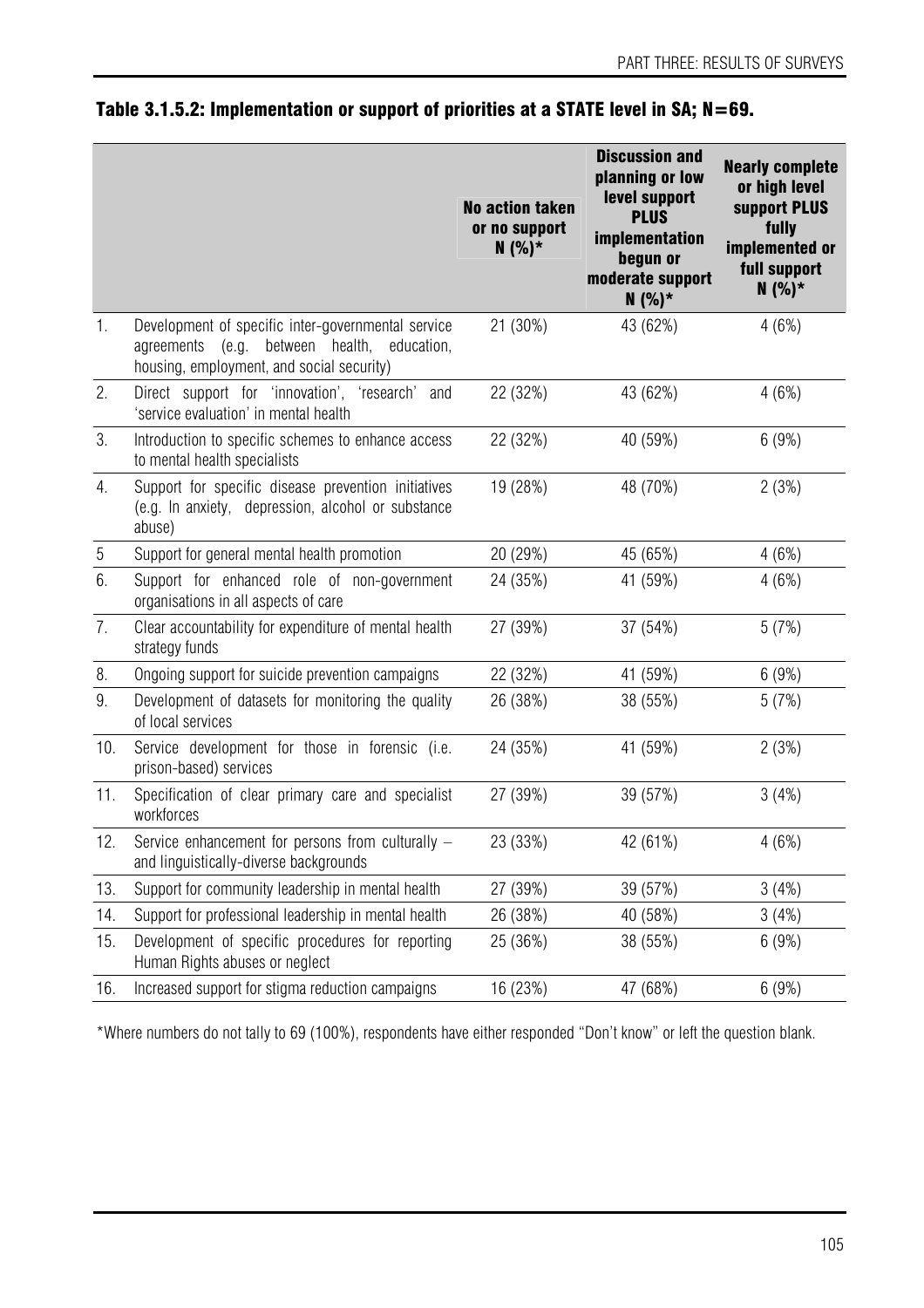### Table 3.1.5.2: Implementation or support of priorities at a STATE level in SA; N=69.

| | | No action taken or no support N (%)* | Discussion and planning or low level support PLUS implementation begun or moderate support N (%)* | Nearly complete or high level support PLUS fully implemented or full support N (%)* |
|---|---|---|---|---|
| 1. | Development of specific inter-governmental service agreements (e.g. between health, education, housing, employment, and social security) | 21 (30%) | 43 (62%) | 4 (6%) |
| 2. | Direct support for 'innovation', 'research' and 'service evaluation' in mental health | 22 (32%) | 43 (62%) | 4 (6%) |
| 3. | Introduction to specific schemes to enhance access to mental health specialists | 22 (32%) | 40 (59%) | 6 (9%) |
| 4. | Support for specific disease prevention initiatives (e.g. In anxiety, depression, alcohol or substance abuse) | 19 (28%) | 48 (70%) | 2 (3%) |
| 5 | Support for general mental health promotion | 20 (29%) | 45 (65%) | 4 (6%) |
| 6. | Support for enhanced role of non-government organisations in all aspects of care | 24 (35%) | 41 (59%) | 4 (6%) |
| 7. | Clear accountability for expenditure of mental health strategy funds | 27 (39%) | 37 (54%) | 5 (7%) |
| 8. | Ongoing support for suicide prevention campaigns | 22 (32%) | 41 (59%) | 6 (9%) |
| 9. | Development of datasets for monitoring the quality of local services | 26 (38%) | 38 (55%) | 5 (7%) |
| 10. | Service development for those in forensic (i.e. prison-based) services | 24 (35%) | 41 (59%) | 2 (3%) |
| 11. | Specification of clear primary care and specialist workforces | 27 (39%) | 39 (57%) | 3 (4%) |
| 12. | Service enhancement for persons from culturally – and linguistically-diverse backgrounds | 23 (33%) | 42 (61%) | 4 (6%) |
| 13. | Support for community leadership in mental health | 27 (39%) | 39 (57%) | 3 (4%) |
| 14. | Support for professional leadership in mental health | 26 (38%) | 40 (58%) | 3 (4%) |
| 15. | Development of specific procedures for reporting Human Rights abuses or neglect | 25 (36%) | 38 (55%) | 6 (9%) |
| 16. | Increased support for stigma reduction campaigns | 16 (23%) | 47 (68%) | 6 (9%) |

*Where numbers do not tally to 69 (100%), respondents have either responded "Don't know" or left the question blank.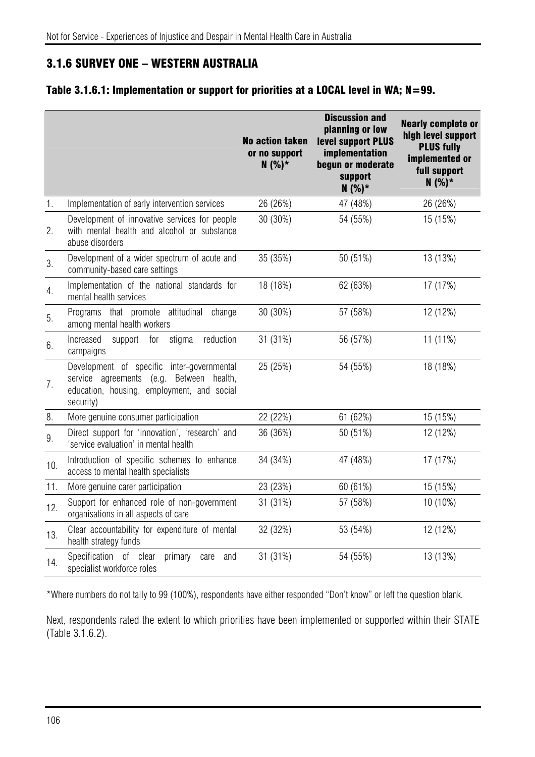## 3.1.6 SURVEY ONE – WESTERN AUSTRALIA

### Table 3.1.6.1: Implementation or support for priorities at a LOCAL level in WA; N=99.

| | | No action taken or no support N (%)* | Discussion and planning or low level support PLUS implementation begun or moderate support N (%)* | Nearly complete or high level support PLUS fully implemented or full support N (%)* |
|---|---|---|---|---|
| 1. | Implementation of early intervention services | 26 (26%) | 47 (48%) | 26 (26%) |
| 2. | Development of innovative services for people with mental health and alcohol or substance abuse disorders | 30 (30%) | 54 (55%) | 15 (15%) |
| 3. | Development of a wider spectrum of acute and community-based care settings | 35 (35%) | 50 (51%) | 13 (13%) |
| 4. | Implementation of the national standards for mental health services | 18 (18%) | 62 (63%) | 17 (17%) |
| 5. | Programs that promote attitudinal change among mental health workers | 30 (30%) | 57 (58%) | 12 (12%) |
| 6. | Increased support for stigma reduction campaigns | 31 (31%) | 56 (57%) | 11 (11%) |
| 7. | Development of specific inter-governmental service agreements (e.g. Between health, education, housing, employment, and social security) | 25 (25%) | 54 (55%) | 18 (18%) |
| 8. | More genuine consumer participation | 22 (22%) | 61 (62%) | 15 (15%) |
| 9. | Direct support for 'innovation', 'research' and 'service evaluation' in mental health | 36 (36%) | 50 (51%) | 12 (12%) |
| 10. | Introduction of specific schemes to enhance access to mental health specialists | 34 (34%) | 47 (48%) | 17 (17%) |
| 11. | More genuine carer participation | 23 (23%) | 60 (61%) | 15 (15%) |
| 12. | Support for enhanced role of non-government organisations in all aspects of care | 31 (31%) | 57 (58%) | 10 (10%) |
| 13. | Clear accountability for expenditure of mental health strategy funds | 32 (32%) | 53 (54%) | 12 (12%) |
| 14. | Specification of clear primary care and specialist workforce roles | 31 (31%) | 54 (55%) | 13 (13%) |

*Where numbers do not tally to 99 (100%), respondents have either responded "Don't know" or left the question blank.

Next, respondents rated the extent to which priorities have been implemented or supported within their STATE (Table 3.1.6.2).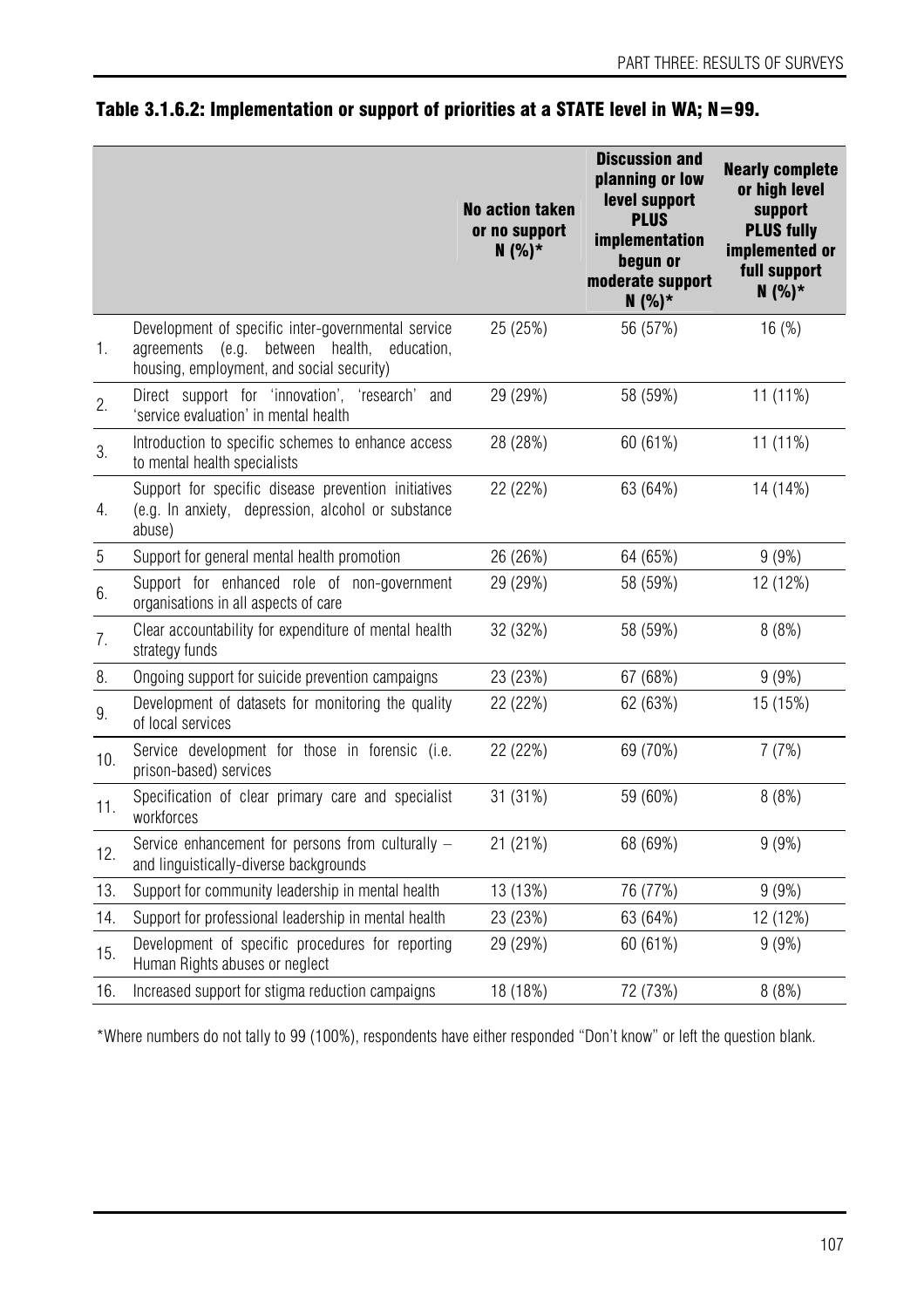## Table 3.1.6.2: Implementation or support of priorities at a STATE level in WA; N=99.

| | | No action taken or no support N (%)* | Discussion and planning or low level support PLUS implementation begun or moderate support N (%)* | Nearly complete or high level support PLUS fully implemented or full support N (%)* |
|---|---|---|---|---|
| 1. | Development of specific inter-governmental service agreements (e.g. between health, education, housing, employment, and social security) | 25 (25%) | 56 (57%) | 16 (%) |
| 2. | Direct support for 'innovation', 'research' and 'service evaluation' in mental health | 29 (29%) | 58 (59%) | 11 (11%) |
| 3. | Introduction to specific schemes to enhance access to mental health specialists | 28 (28%) | 60 (61%) | 11 (11%) |
| 4. | Support for specific disease prevention initiatives (e.g. In anxiety, depression, alcohol or substance abuse) | 22 (22%) | 63 (64%) | 14 (14%) |
| 5 | Support for general mental health promotion | 26 (26%) | 64 (65%) | 9 (9%) |
| 6. | Support for enhanced role of non-government organisations in all aspects of care | 29 (29%) | 58 (59%) | 12 (12%) |
| 7. | Clear accountability for expenditure of mental health strategy funds | 32 (32%) | 58 (59%) | 8 (8%) |
| 8. | Ongoing support for suicide prevention campaigns | 23 (23%) | 67 (68%) | 9 (9%) |
| 9. | Development of datasets for monitoring the quality of local services | 22 (22%) | 62 (63%) | 15 (15%) |
| 10. | Service development for those in forensic (i.e. prison-based) services | 22 (22%) | 69 (70%) | 7 (7%) |
| 11. | Specification of clear primary care and specialist workforces | 31 (31%) | 59 (60%) | 8 (8%) |
| 12. | Service enhancement for persons from culturally – and linguistically-diverse backgrounds | 21 (21%) | 68 (69%) | 9 (9%) |
| 13. | Support for community leadership in mental health | 13 (13%) | 76 (77%) | 9 (9%) |
| 14. | Support for professional leadership in mental health | 23 (23%) | 63 (64%) | 12 (12%) |
| 15. | Development of specific procedures for reporting Human Rights abuses or neglect | 29 (29%) | 60 (61%) | 9 (9%) |
| 16. | Increased support for stigma reduction campaigns | 18 (18%) | 72 (73%) | 8 (8%) |

*Where numbers do not tally to 99 (100%), respondents have either responded "Don't know" or left the question blank.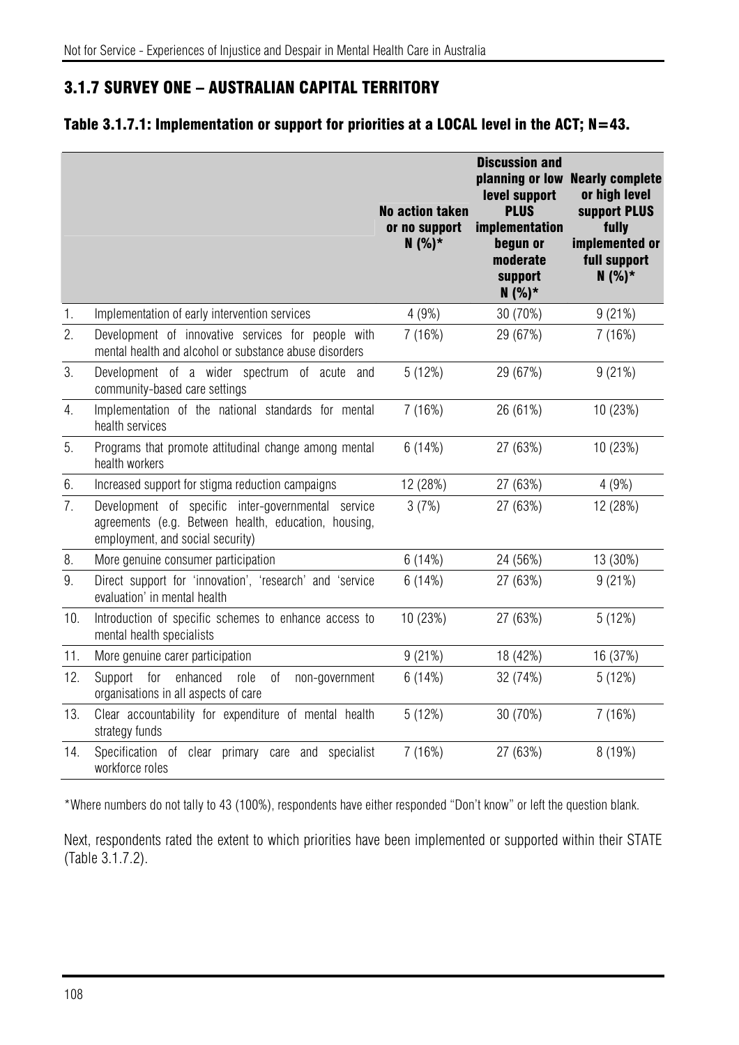### 3.1.7 SURVEY ONE – AUSTRALIAN CAPITAL TERRITORY

#### Table 3.1.7.1: Implementation or support for priorities at a LOCAL level in the ACT; N=43.

| | | No action taken or no support N (%)* | Discussion and planning or low level support PLUS implementation begun or moderate support N (%)* | Nearly complete or high level support PLUS fully implemented or full support N (%)* |
|---|---|---|---|---|
| 1. | Implementation of early intervention services | 4 (9%) | 30 (70%) | 9 (21%) |
| 2. | Development of innovative services for people with mental health and alcohol or substance abuse disorders | 7 (16%) | 29 (67%) | 7 (16%) |
| 3. | Development of a wider spectrum of acute and community-based care settings | 5 (12%) | 29 (67%) | 9 (21%) |
| 4. | Implementation of the national standards for mental health services | 7 (16%) | 26 (61%) | 10 (23%) |
| 5. | Programs that promote attitudinal change among mental health workers | 6 (14%) | 27 (63%) | 10 (23%) |
| 6. | Increased support for stigma reduction campaigns | 12 (28%) | 27 (63%) | 4 (9%) |
| 7. | Development of specific inter-governmental service agreements (e.g. Between health, education, housing, employment, and social security) | 3 (7%) | 27 (63%) | 12 (28%) |
| 8. | More genuine consumer participation | 6 (14%) | 24 (56%) | 13 (30%) |
| 9. | Direct support for 'innovation', 'research' and 'service evaluation' in mental health | 6 (14%) | 27 (63%) | 9 (21%) |
| 10. | Introduction of specific schemes to enhance access to mental health specialists | 10 (23%) | 27 (63%) | 5 (12%) |
| 11. | More genuine carer participation | 9 (21%) | 18 (42%) | 16 (37%) |
| 12. | Support for enhanced role of non-government organisations in all aspects of care | 6 (14%) | 32 (74%) | 5 (12%) |
| 13. | Clear accountability for expenditure of mental health strategy funds | 5 (12%) | 30 (70%) | 7 (16%) |
| 14. | Specification of clear primary care and specialist workforce roles | 7 (16%) | 27 (63%) | 8 (19%) |

*Where numbers do not tally to 43 (100%), respondents have either responded "Don't know" or left the question blank.

Next, respondents rated the extent to which priorities have been implemented or supported within their STATE (Table 3.1.7.2).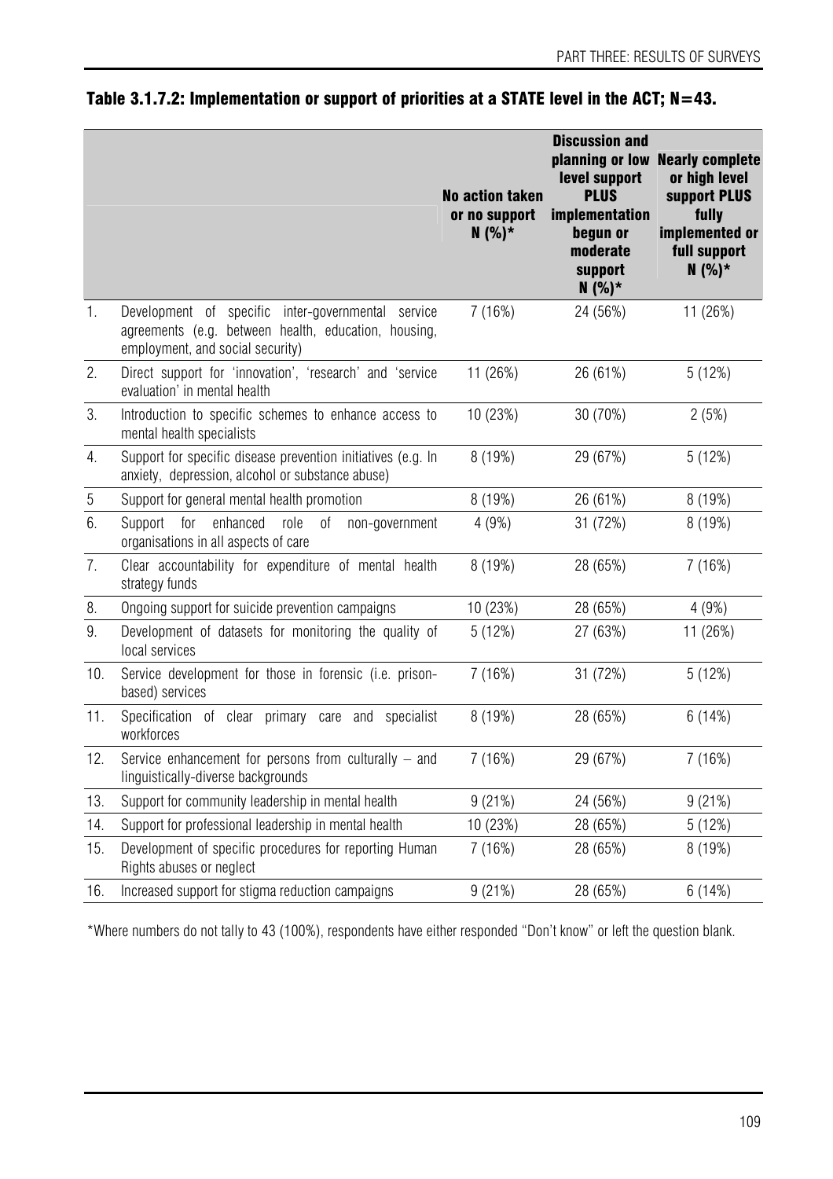### Table 3.1.7.2: Implementation or support of priorities at a STATE level in the ACT; N=43.

| | | No action taken or no support N (%)* | Discussion and planning or low level support PLUS implementation begun or moderate support N (%)* | Nearly complete or high level support PLUS fully implemented or full support N (%)* |
|---|---|---|---|---|
| 1. | Development of specific inter-governmental service agreements (e.g. between health, education, housing, employment, and social security) | 7 (16%) | 24 (56%) | 11 (26%) |
| 2. | Direct support for 'innovation', 'research' and 'service evaluation' in mental health | 11 (26%) | 26 (61%) | 5 (12%) |
| 3. | Introduction to specific schemes to enhance access to mental health specialists | 10 (23%) | 30 (70%) | 2 (5%) |
| 4. | Support for specific disease prevention initiatives (e.g. In anxiety, depression, alcohol or substance abuse) | 8 (19%) | 29 (67%) | 5 (12%) |
| 5 | Support for general mental health promotion | 8 (19%) | 26 (61%) | 8 (19%) |
| 6. | Support for enhanced role of non-government organisations in all aspects of care | 4 (9%) | 31 (72%) | 8 (19%) |
| 7. | Clear accountability for expenditure of mental health strategy funds | 8 (19%) | 28 (65%) | 7 (16%) |
| 8. | Ongoing support for suicide prevention campaigns | 10 (23%) | 28 (65%) | 4 (9%) |
| 9. | Development of datasets for monitoring the quality of local services | 5 (12%) | 27 (63%) | 11 (26%) |
| 10. | Service development for those in forensic (i.e. prison-based) services | 7 (16%) | 31 (72%) | 5 (12%) |
| 11. | Specification of clear primary care and specialist workforces | 8 (19%) | 28 (65%) | 6 (14%) |
| 12. | Service enhancement for persons from culturally – and linguistically-diverse backgrounds | 7 (16%) | 29 (67%) | 7 (16%) |
| 13. | Support for community leadership in mental health | 9 (21%) | 24 (56%) | 9 (21%) |
| 14. | Support for professional leadership in mental health | 10 (23%) | 28 (65%) | 5 (12%) |
| 15. | Development of specific procedures for reporting Human Rights abuses or neglect | 7 (16%) | 28 (65%) | 8 (19%) |
| 16. | Increased support for stigma reduction campaigns | 9 (21%) | 28 (65%) | 6 (14%) |

*Where numbers do not tally to 43 (100%), respondents have either responded "Don't know" or left the question blank.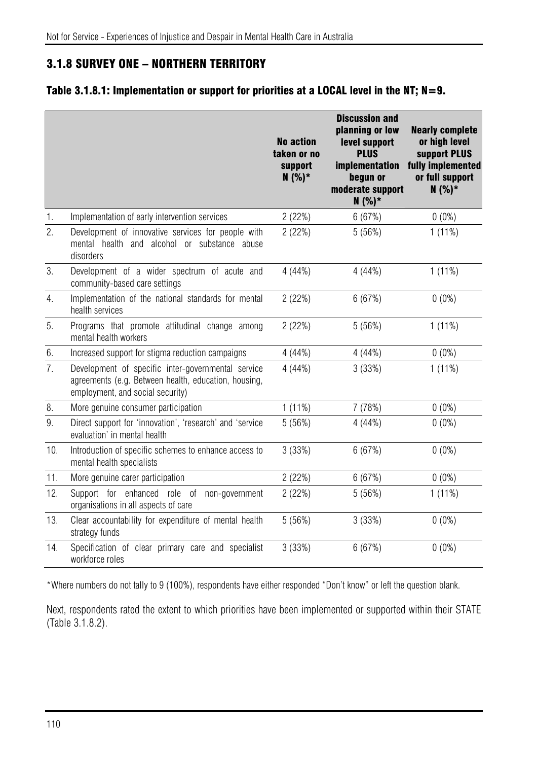## 3.1.8 SURVEY ONE – NORTHERN TERRITORY

### Table 3.1.8.1: Implementation or support for priorities at a LOCAL level in the NT; N=9.

| | | No action taken or no support N (%)* | Discussion and planning or low level support PLUS implementation begun or moderate support N (%)* | Nearly complete or high level support PLUS fully implemented or full support N (%)* |
|---|---|---|---|---|
| 1. | Implementation of early intervention services | 2 (22%) | 6 (67%) | 0 (0%) |
| 2. | Development of innovative services for people with mental health and alcohol or substance abuse disorders | 2 (22%) | 5 (56%) | 1 (11%) |
| 3. | Development of a wider spectrum of acute and community-based care settings | 4 (44%) | 4 (44%) | 1 (11%) |
| 4. | Implementation of the national standards for mental health services | 2 (22%) | 6 (67%) | 0 (0%) |
| 5. | Programs that promote attitudinal change among mental health workers | 2 (22%) | 5 (56%) | 1 (11%) |
| 6. | Increased support for stigma reduction campaigns | 4 (44%) | 4 (44%) | 0 (0%) |
| 7. | Development of specific inter-governmental service agreements (e.g. Between health, education, housing, employment, and social security) | 4 (44%) | 3 (33%) | 1 (11%) |
| 8. | More genuine consumer participation | 1 (11%) | 7 (78%) | 0 (0%) |
| 9. | Direct support for 'innovation', 'research' and 'service evaluation' in mental health | 5 (56%) | 4 (44%) | 0 (0%) |
| 10. | Introduction of specific schemes to enhance access to mental health specialists | 3 (33%) | 6 (67%) | 0 (0%) |
| 11. | More genuine carer participation | 2 (22%) | 6 (67%) | 0 (0%) |
| 12. | Support for enhanced role of non-government organisations in all aspects of care | 2 (22%) | 5 (56%) | 1 (11%) |
| 13. | Clear accountability for expenditure of mental health strategy funds | 5 (56%) | 3 (33%) | 0 (0%) |
| 14. | Specification of clear primary care and specialist workforce roles | 3 (33%) | 6 (67%) | 0 (0%) |

*Where numbers do not tally to 9 (100%), respondents have either responded "Don't know" or left the question blank.

Next, respondents rated the extent to which priorities have been implemented or supported within their STATE (Table 3.1.8.2).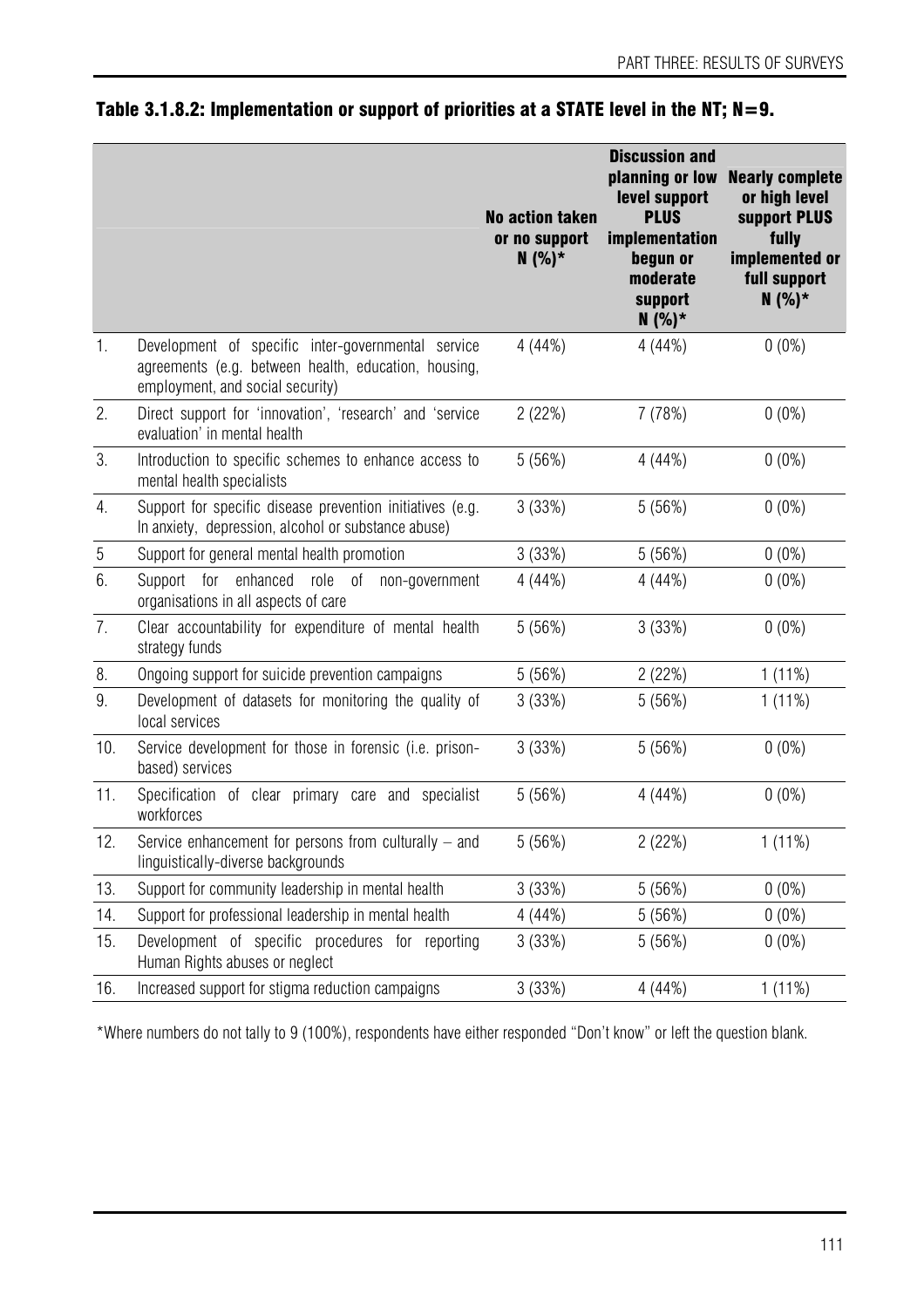### Table 3.1.8.2: Implementation or support of priorities at a STATE level in the NT; N=9.

| | | No action taken or no support N (%)* | Discussion and planning or low level support PLUS implementation begun or moderate support N (%)* | Nearly complete or high level support PLUS fully implemented or full support N (%)* |
|---|---|---|---|---|
| 1. | Development of specific inter-governmental service agreements (e.g. between health, education, housing, employment, and social security) | 4 (44%) | 4 (44%) | 0 (0%) |
| 2. | Direct support for 'innovation', 'research' and 'service evaluation' in mental health | 2 (22%) | 7 (78%) | 0 (0%) |
| 3. | Introduction to specific schemes to enhance access to mental health specialists | 5 (56%) | 4 (44%) | 0 (0%) |
| 4. | Support for specific disease prevention initiatives (e.g. In anxiety, depression, alcohol or substance abuse) | 3 (33%) | 5 (56%) | 0 (0%) |
| 5 | Support for general mental health promotion | 3 (33%) | 5 (56%) | 0 (0%) |
| 6. | Support for enhanced role of non-government organisations in all aspects of care | 4 (44%) | 4 (44%) | 0 (0%) |
| 7. | Clear accountability for expenditure of mental health strategy funds | 5 (56%) | 3 (33%) | 0 (0%) |
| 8. | Ongoing support for suicide prevention campaigns | 5 (56%) | 2 (22%) | 1 (11%) |
| 9. | Development of datasets for monitoring the quality of local services | 3 (33%) | 5 (56%) | 1 (11%) |
| 10. | Service development for those in forensic (i.e. prison-based) services | 3 (33%) | 5 (56%) | 0 (0%) |
| 11. | Specification of clear primary care and specialist workforces | 5 (56%) | 4 (44%) | 0 (0%) |
| 12. | Service enhancement for persons from culturally – and linguistically-diverse backgrounds | 5 (56%) | 2 (22%) | 1 (11%) |
| 13. | Support for community leadership in mental health | 3 (33%) | 5 (56%) | 0 (0%) |
| 14. | Support for professional leadership in mental health | 4 (44%) | 5 (56%) | 0 (0%) |
| 15. | Development of specific procedures for reporting Human Rights abuses or neglect | 3 (33%) | 5 (56%) | 0 (0%) |
| 16. | Increased support for stigma reduction campaigns | 3 (33%) | 4 (44%) | 1 (11%) |

*Where numbers do not tally to 9 (100%), respondents have either responded "Don't know" or left the question blank.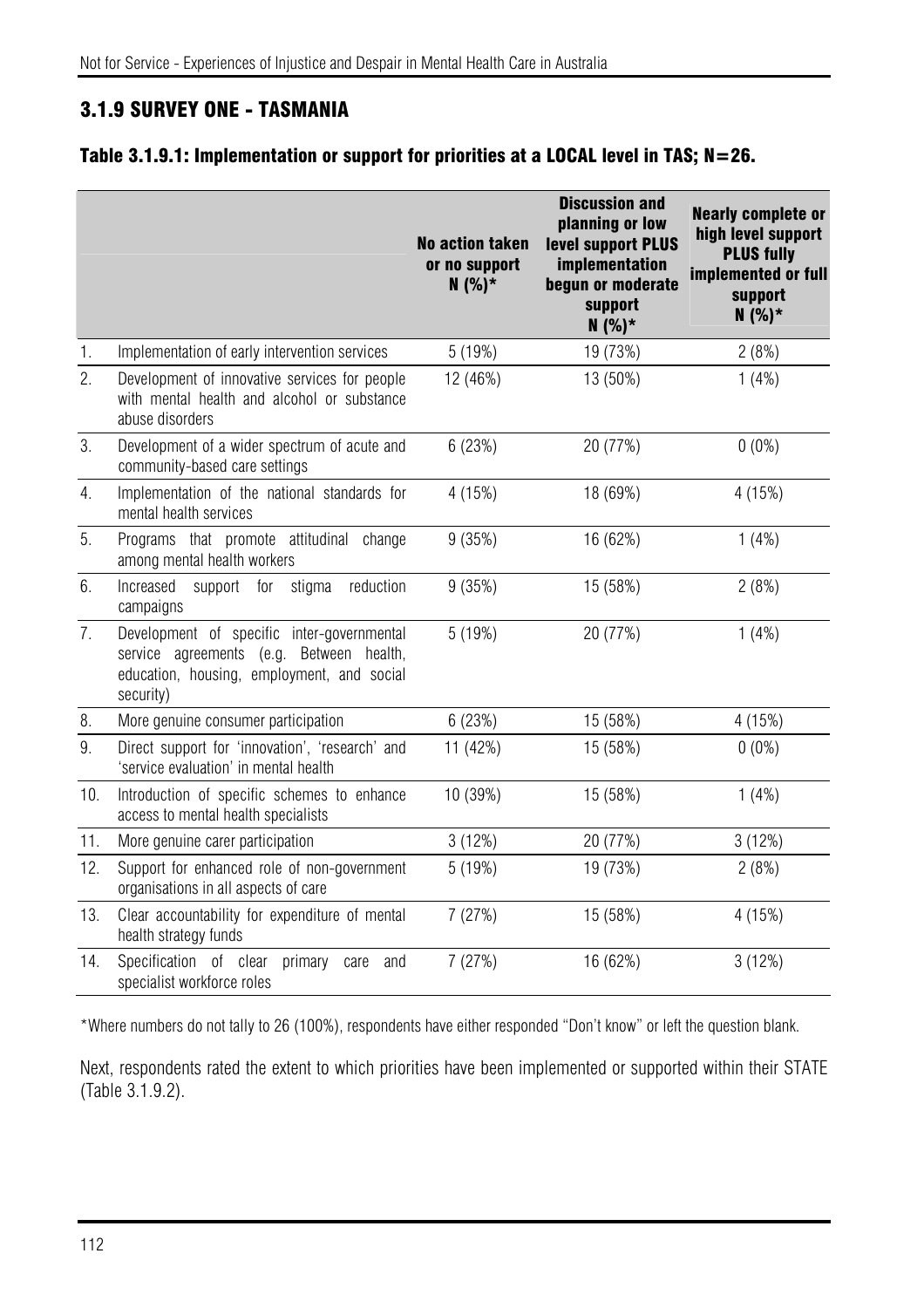## 3.1.9 SURVEY ONE - TASMANIA

### Table 3.1.9.1: Implementation or support for priorities at a LOCAL level in TAS; N=26.

| | | No action taken or no support N (%)* | Discussion and planning or low level support PLUS implementation begun or moderate support N (%)* | Nearly complete or high level support PLUS fully implemented or full support N (%)* |
|---|---|---|---|---|
| 1. | Implementation of early intervention services | 5 (19%) | 19 (73%) | 2 (8%) |
| 2. | Development of innovative services for people with mental health and alcohol or substance abuse disorders | 12 (46%) | 13 (50%) | 1 (4%) |
| 3. | Development of a wider spectrum of acute and community-based care settings | 6 (23%) | 20 (77%) | 0 (0%) |
| 4. | Implementation of the national standards for mental health services | 4 (15%) | 18 (69%) | 4 (15%) |
| 5. | Programs that promote attitudinal change among mental health workers | 9 (35%) | 16 (62%) | 1 (4%) |
| 6. | Increased support for stigma reduction campaigns | 9 (35%) | 15 (58%) | 2 (8%) |
| 7. | Development of specific inter-governmental service agreements (e.g. Between health, education, housing, employment, and social security) | 5 (19%) | 20 (77%) | 1 (4%) |
| 8. | More genuine consumer participation | 6 (23%) | 15 (58%) | 4 (15%) |
| 9. | Direct support for 'innovation', 'research' and 'service evaluation' in mental health | 11 (42%) | 15 (58%) | 0 (0%) |
| 10. | Introduction of specific schemes to enhance access to mental health specialists | 10 (39%) | 15 (58%) | 1 (4%) |
| 11. | More genuine carer participation | 3 (12%) | 20 (77%) | 3 (12%) |
| 12. | Support for enhanced role of non-government organisations in all aspects of care | 5 (19%) | 19 (73%) | 2 (8%) |
| 13. | Clear accountability for expenditure of mental health strategy funds | 7 (27%) | 15 (58%) | 4 (15%) |
| 14. | Specification of clear primary care and specialist workforce roles | 7 (27%) | 16 (62%) | 3 (12%) |

*Where numbers do not tally to 26 (100%), respondents have either responded "Don't know" or left the question blank.

Next, respondents rated the extent to which priorities have been implemented or supported within their STATE (Table 3.1.9.2).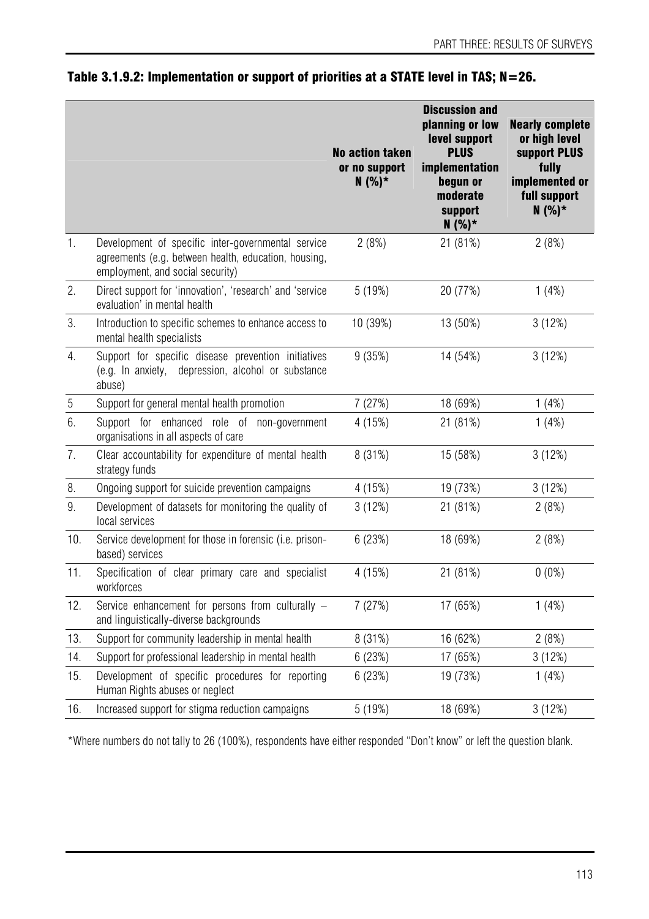### Table 3.1.9.2: Implementation or support of priorities at a STATE level in TAS; N=26.

| | | No action taken or no support N (%)* | Discussion and planning or low level support PLUS implementation begun or moderate support N (%)* | Nearly complete or high level support PLUS fully implemented or full support N (%)* |
|---|---|---|---|---|
| 1. | Development of specific inter-governmental service agreements (e.g. between health, education, housing, employment, and social security) | 2 (8%) | 21 (81%) | 2 (8%) |
| 2. | Direct support for 'innovation', 'research' and 'service evaluation' in mental health | 5 (19%) | 20 (77%) | 1 (4%) |
| 3. | Introduction to specific schemes to enhance access to mental health specialists | 10 (39%) | 13 (50%) | 3 (12%) |
| 4. | Support for specific disease prevention initiatives (e.g. In anxiety, depression, alcohol or substance abuse) | 9 (35%) | 14 (54%) | 3 (12%) |
| 5 | Support for general mental health promotion | 7 (27%) | 18 (69%) | 1 (4%) |
| 6. | Support for enhanced role of non-government organisations in all aspects of care | 4 (15%) | 21 (81%) | 1 (4%) |
| 7. | Clear accountability for expenditure of mental health strategy funds | 8 (31%) | 15 (58%) | 3 (12%) |
| 8. | Ongoing support for suicide prevention campaigns | 4 (15%) | 19 (73%) | 3 (12%) |
| 9. | Development of datasets for monitoring the quality of local services | 3 (12%) | 21 (81%) | 2 (8%) |
| 10. | Service development for those in forensic (i.e. prison-based) services | 6 (23%) | 18 (69%) | 2 (8%) |
| 11. | Specification of clear primary care and specialist workforces | 4 (15%) | 21 (81%) | 0 (0%) |
| 12. | Service enhancement for persons from culturally – and linguistically-diverse backgrounds | 7 (27%) | 17 (65%) | 1 (4%) |
| 13. | Support for community leadership in mental health | 8 (31%) | 16 (62%) | 2 (8%) |
| 14. | Support for professional leadership in mental health | 6 (23%) | 17 (65%) | 3 (12%) |
| 15. | Development of specific procedures for reporting Human Rights abuses or neglect | 6 (23%) | 19 (73%) | 1 (4%) |
| 16. | Increased support for stigma reduction campaigns | 5 (19%) | 18 (69%) | 3 (12%) |

*Where numbers do not tally to 26 (100%), respondents have either responded "Don't know" or left the question blank.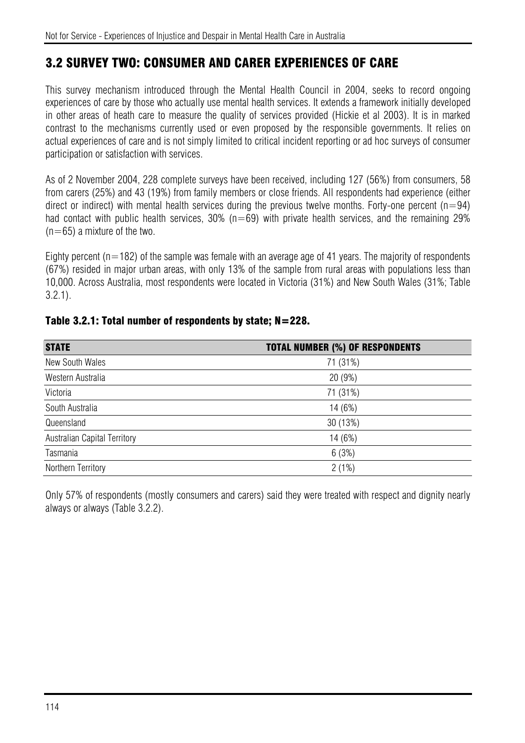## 3.2 SURVEY TWO: CONSUMER AND CARER EXPERIENCES OF CARE

This survey mechanism introduced through the Mental Health Council in 2004, seeks to record ongoing experiences of care by those who actually use mental health services. It extends a framework initially developed in other areas of heath care to measure the quality of services provided (Hickie et al 2003). It is in marked contrast to the mechanisms currently used or even proposed by the responsible governments. It relies on actual experiences of care and is not simply limited to critical incident reporting or ad hoc surveys of consumer participation or satisfaction with services.

As of 2 November 2004, 228 complete surveys have been received, including 127 (56%) from consumers, 58 from carers (25%) and 43 (19%) from family members or close friends. All respondents had experience (either direct or indirect) with mental health services during the previous twelve months. Forty-one percent (n=94) had contact with public health services, 30% (n=69) with private health services, and the remaining 29% (n=65) a mixture of the two.

Eighty percent (n=182) of the sample was female with an average age of 41 years. The majority of respondents (67%) resided in major urban areas, with only 13% of the sample from rural areas with populations less than 10,000. Across Australia, most respondents were located in Victoria (31%) and New South Wales (31%; Table 3.2.1).

**Table 3.2.1: Total number of respondents by state; N=228.**

| STATE | TOTAL NUMBER (%) OF RESPONDENTS |
|---|---|
| New South Wales | 71 (31%) |
| Western Australia | 20 (9%) |
| Victoria | 71 (31%) |
| South Australia | 14 (6%) |
| Queensland | 30 (13%) |
| Australian Capital Territory | 14 (6%) |
| Tasmania | 6 (3%) |
| Northern Territory | 2 (1%) |

Only 57% of respondents (mostly consumers and carers) said they were treated with respect and dignity nearly always or always (Table 3.2.2).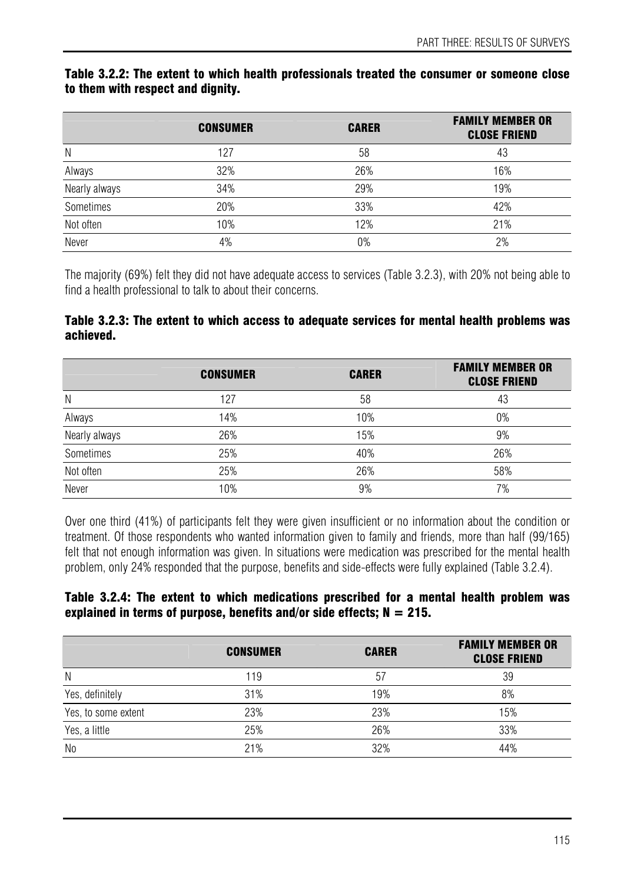**Table 3.2.2: The extent to which health professionals treated the consumer or someone close to them with respect and dignity.**

| | CONSUMER | CARER | FAMILY MEMBER OR CLOSE FRIEND |
|---|---|---|---|
| N | 127 | 58 | 43 |
| Always | 32% | 26% | 16% |
| Nearly always | 34% | 29% | 19% |
| Sometimes | 20% | 33% | 42% |
| Not often | 10% | 12% | 21% |
| Never | 4% | 0% | 2% |

The majority (69%) felt they did not have adequate access to services (Table 3.2.3), with 20% not being able to find a health professional to talk to about their concerns.

**Table 3.2.3: The extent to which access to adequate services for mental health problems was achieved.**

| | CONSUMER | CARER | FAMILY MEMBER OR CLOSE FRIEND |
|---|---|---|---|
| N | 127 | 58 | 43 |
| Always | 14% | 10% | 0% |
| Nearly always | 26% | 15% | 9% |
| Sometimes | 25% | 40% | 26% |
| Not often | 25% | 26% | 58% |
| Never | 10% | 9% | 7% |

Over one third (41%) of participants felt they were given insufficient or no information about the condition or treatment. Of those respondents who wanted information given to family and friends, more than half (99/165) felt that not enough information was given. In situations were medication was prescribed for the mental health problem, only 24% responded that the purpose, benefits and side-effects were fully explained (Table 3.2.4).

**Table 3.2.4: The extent to which medications prescribed for a mental health problem was explained in terms of purpose, benefits and/or side effects; N = 215.**

| | CONSUMER | CARER | FAMILY MEMBER OR CLOSE FRIEND |
|---|---|---|---|
| N | 119 | 57 | 39 |
| Yes, definitely | 31% | 19% | 8% |
| Yes, to some extent | 23% | 23% | 15% |
| Yes, a little | 25% | 26% | 33% |
| No | 21% | 32% | 44% |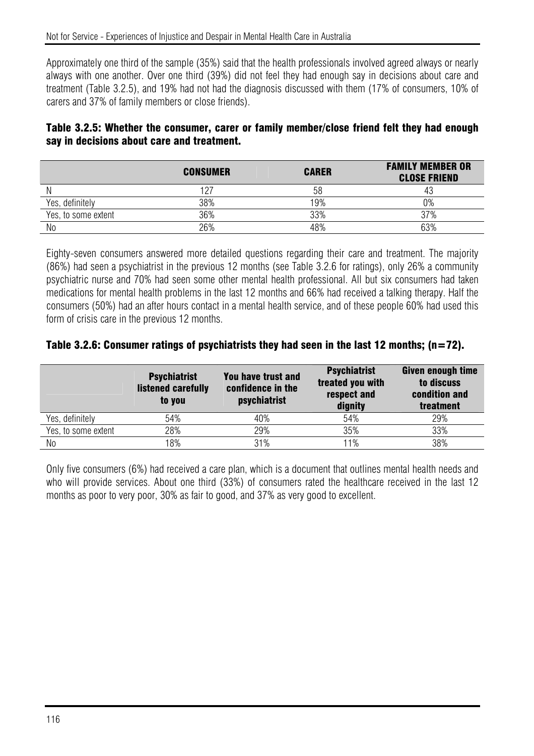Approximately one third of the sample (35%) said that the health professionals involved agreed always or nearly always with one another. Over one third (39%) did not feel they had enough say in decisions about care and treatment (Table 3.2.5), and 19% had not had the diagnosis discussed with them (17% of consumers, 10% of carers and 37% of family members or close friends).

**Table 3.2.5: Whether the consumer, carer or family member/close friend felt they had enough say in decisions about care and treatment.**

| | CONSUMER | CARER | FAMILY MEMBER OR CLOSE FRIEND |
|---|---|---|---|
| N | 127 | 58 | 43 |
| Yes, definitely | 38% | 19% | 0% |
| Yes, to some extent | 36% | 33% | 37% |
| No | 26% | 48% | 63% |

Eighty-seven consumers answered more detailed questions regarding their care and treatment. The majority (86%) had seen a psychiatrist in the previous 12 months (see Table 3.2.6 for ratings), only 26% a community psychiatric nurse and 70% had seen some other mental health professional. All but six consumers had taken medications for mental health problems in the last 12 months and 66% had received a talking therapy. Half the consumers (50%) had an after hours contact in a mental health service, and of these people 60% had used this form of crisis care in the previous 12 months.

**Table 3.2.6: Consumer ratings of psychiatrists they had seen in the last 12 months; (n=72).**

| | Psychiatrist listened carefully to you | You have trust and confidence in the psychiatrist | Psychiatrist treated you with respect and dignity | Given enough time to discuss condition and treatment |
|---|---|---|---|---|
| Yes, definitely | 54% | 40% | 54% | 29% |
| Yes, to some extent | 28% | 29% | 35% | 33% |
| No | 18% | 31% | 11% | 38% |

Only five consumers (6%) had received a care plan, which is a document that outlines mental health needs and who will provide services. About one third (33%) of consumers rated the healthcare received in the last 12 months as poor to very poor, 30% as fair to good, and 37% as very good to excellent.